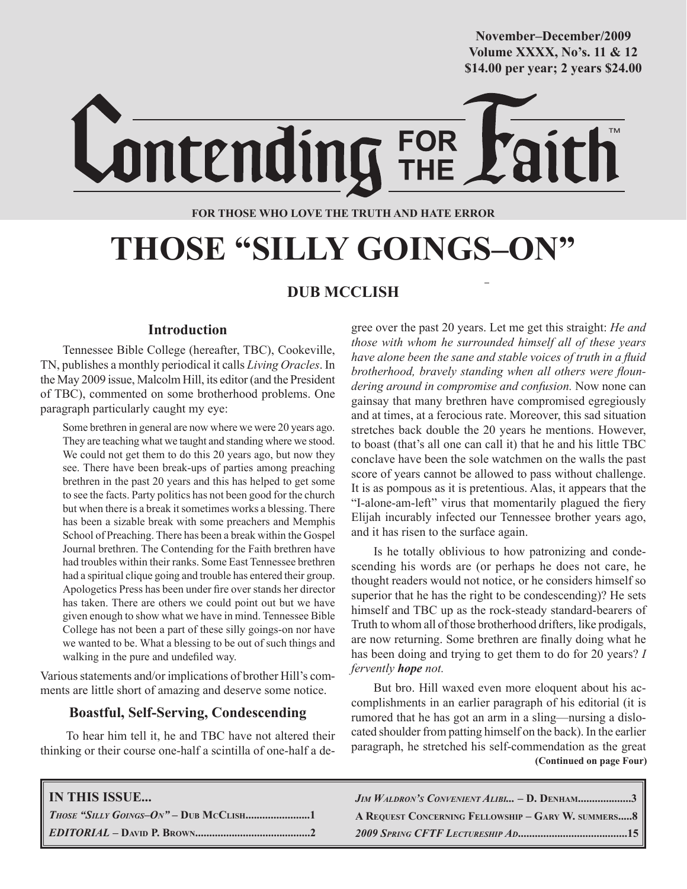November–December/2009
Volume XXXX, No's. 11 & 12
$14.00 per year; 2 years $24.00

# Contending FOR THE Faith™

**FOR THOSE WHO LOVE THE TRUTH AND HATE ERROR**

# THOSE "SILLY GOINGS–ON"

## DUB MCCLISH

### Introduction

Tennessee Bible College (hereafter, TBC), Cookeville, TN, publishes a monthly periodical it calls *Living Oracles*. In the May 2009 issue, Malcolm Hill, its editor (and the President of TBC), commented on some brotherhood problems. One paragraph particularly caught my eye:

> Some brethren in general are now where we were 20 years ago. They are teaching what we taught and standing where we stood. We could not get them to do this 20 years ago, but now they see. There have been break-ups of parties among preaching brethren in the past 20 years and this has helped to get some to see the facts. Party politics has not been good for the church but when there is a break it sometimes works a blessing. There has been a sizable break with some preachers and Memphis School of Preaching. There has been a break within the Gospel Journal brethren. The Contending for the Faith brethren have had troubles within their ranks. Some East Tennessee brethren had a spiritual clique going and trouble has entered their group. Apologetics Press has been under fire over stands her director has taken. There are others we could point out but we have given enough to show what we have in mind. Tennessee Bible College has not been a part of these silly goings-on nor have we wanted to be. What a blessing to be out of such things and walking in the pure and undefiled way.

Various statements and/or implications of brother Hill's comments are little short of amazing and deserve some notice.

### Boastful, Self-Serving, Condescending

To hear him tell it, he and TBC have not altered their thinking or their course one-half a scintilla of one-half a degree over the past 20 years. Let me get this straight: *He and those with whom he surrounded himself all of these years have alone been the sane and stable voices of truth in a fluid brotherhood, bravely standing when all others were floundering around in compromise and confusion.* Now none can gainsay that many brethren have compromised egregiously and at times, at a ferocious rate. Moreover, this sad situation stretches back double the 20 years he mentions. However, to boast (that's all one can call it) that he and his little TBC conclave have been the sole watchmen on the walls the past score of years cannot be allowed to pass without challenge. It is as pompous as it is pretentious. Alas, it appears that the "I-alone-am-left" virus that momentarily plagued the fiery Elijah incurably infected our Tennessee brother years ago, and it has risen to the surface again.

Is he totally oblivious to how patronizing and condescending his words are (or perhaps he does not care, he thought readers would not notice, or he considers himself so superior that he has the right to be condescending)? He sets himself and TBC up as the rock-steady standard-bearers of Truth to whom all of those brotherhood drifters, like prodigals, are now returning. Some brethren are finally doing what he has been doing and trying to get them to do for 20 years? *I fervently **hope** not.*

But bro. Hill waxed even more eloquent about his accomplishments in an earlier paragraph of his editorial (it is rumored that he has got an arm in a sling—nursing a dislocated shoulder from patting himself on the back). In the earlier paragraph, he stretched his self-commendation as the great

**(Continued on page Four)**

**IN THIS ISSUE...**

*Those "Silly Goings–On"* – Dub McClish......1
*EDITORIAL* – David P. Brown......2
*Jim Waldron's Convenient Alibi...* – D. Denham......3
A Request Concerning Fellowship – Gary W. Summers......8
*2009 Spring CFTF Lectureship Ad*......15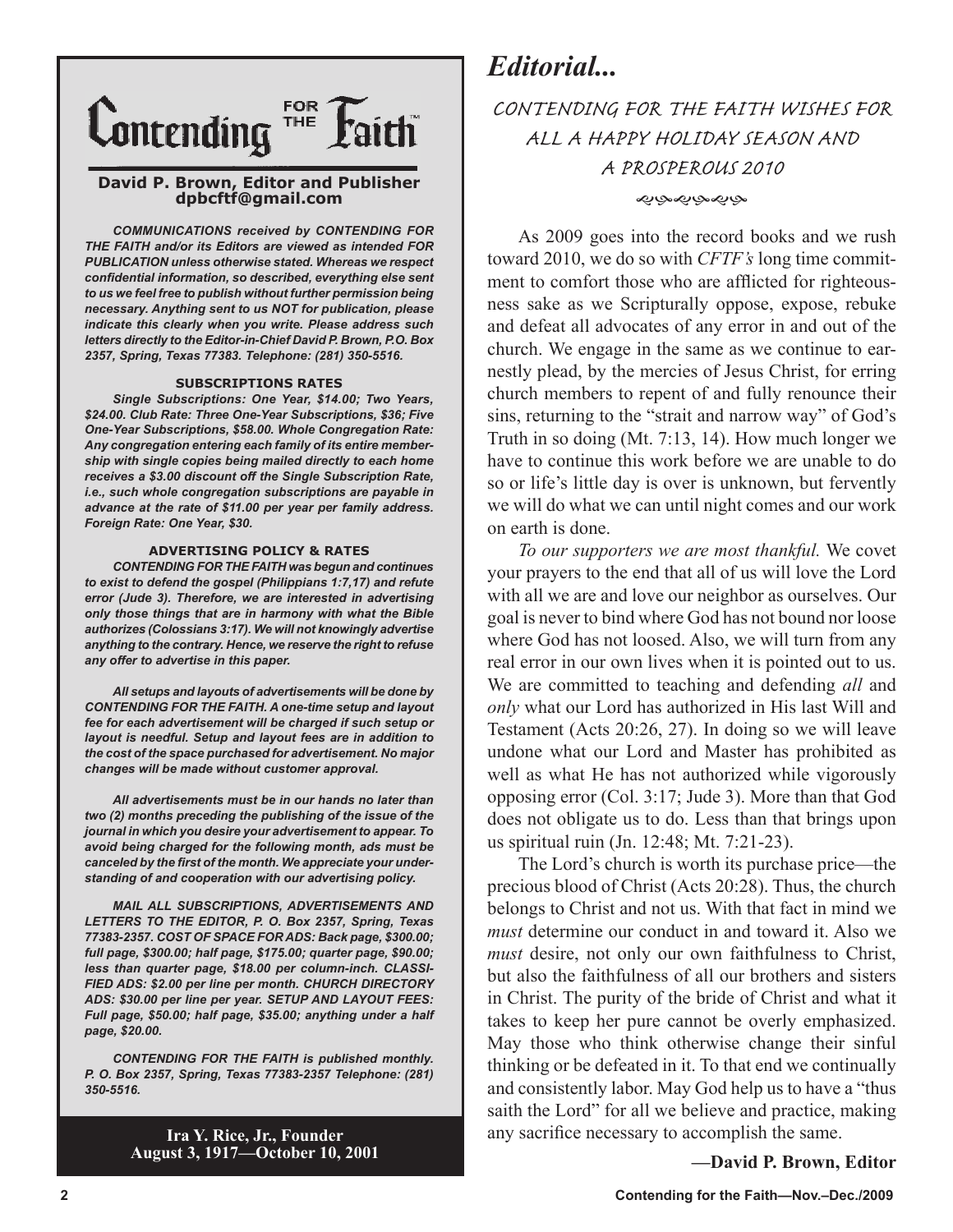# Contending FOR THE Faith™

**David P. Brown, Editor and Publisher**
**dpbcftf@gmail.com**

***COMMUNICATIONS received by CONTENDING FOR THE FAITH and/or its Editors are viewed as intended FOR PUBLICATION unless otherwise stated. Whereas we respect confidential information, so described, everything else sent to us we feel free to publish without further permission being necessary. Anything sent to us NOT for publication, please indicate this clearly when you write. Please address such letters directly to the Editor-in-Chief David P. Brown, P.O. Box 2357, Spring, Texas 77383. Telephone: (281) 350-5516.***

**SUBSCRIPTIONS RATES**

***Single Subscriptions: One Year, $14.00; Two Years, $24.00. Club Rate: Three One-Year Subscriptions, $36; Five One-Year Subscriptions, $58.00. Whole Congregation Rate: Any congregation entering each family of its entire membership with single copies being mailed directly to each home receives a $3.00 discount off the Single Subscription Rate, i.e., such whole congregation subscriptions are payable in advance at the rate of $11.00 per year per family address. Foreign Rate: One Year, $30.***

**ADVERTISING POLICY & RATES**

***CONTENDING FOR THE FAITH was begun and continues to exist to defend the gospel (Philippians 1:7,17) and refute error (Jude 3). Therefore, we are interested in advertising only those things that are in harmony with what the Bible authorizes (Colossians 3:17). We will not knowingly advertise anything to the contrary. Hence, we reserve the right to refuse any offer to advertise in this paper.***

***All setups and layouts of advertisements will be done by CONTENDING FOR THE FAITH. A one-time setup and layout fee for each advertisement will be charged if such setup or layout is needful. Setup and layout fees are in addition to the cost of the space purchased for advertisement. No major changes will be made without customer approval.***

***All advertisements must be in our hands no later than two (2) months preceding the publishing of the issue of the journal in which you desire your advertisement to appear. To avoid being charged for the following month, ads must be canceled by the first of the month. We appreciate your understanding of and cooperation with our advertising policy.***

***MAIL ALL SUBSCRIPTIONS, ADVERTISEMENTS AND LETTERS TO THE EDITOR, P. O. Box 2357, Spring, Texas 77383-2357. COST OF SPACE FOR ADS: Back page, $300.00; full page, $300.00; half page, $175.00; quarter page, $90.00; less than quarter page, $18.00 per column-inch. CLASSIFIED ADS: $2.00 per line per month. CHURCH DIRECTORY ADS: $30.00 per line per year. SETUP AND LAYOUT FEES: Full page, $50.00; half page, $35.00; anything under a half page, $20.00.***

***CONTENDING FOR THE FAITH is published monthly. P. O. Box 2357, Spring, Texas 77383-2357 Telephone: (281) 350-5516.***

**Ira Y. Rice, Jr., Founder**
**August 3, 1917—October 10, 2001**

# *Editorial...*

## CONTENDING FOR THE FAITH WISHES FOR ALL A HAPPY HOLIDAY SEASON AND A PROSPEROUS 2010

As 2009 goes into the record books and we rush toward 2010, we do so with *CFTF's* long time commitment to comfort those who are afflicted for righteousness sake as we Scripturally oppose, expose, rebuke and defeat all advocates of any error in and out of the church. We engage in the same as we continue to earnestly plead, by the mercies of Jesus Christ, for erring church members to repent of and fully renounce their sins, returning to the "strait and narrow way" of God's Truth in so doing (Mt. 7:13, 14). How much longer we have to continue this work before we are unable to do so or life's little day is over is unknown, but fervently we will do what we can until night comes and our work on earth is done.

*To our supporters we are most thankful.* We covet your prayers to the end that all of us will love the Lord with all we are and love our neighbor as ourselves. Our goal is never to bind where God has not bound nor loose where God has not loosed. Also, we will turn from any real error in our own lives when it is pointed out to us. We are committed to teaching and defending *all* and *only* what our Lord has authorized in His last Will and Testament (Acts 20:26, 27). In doing so we will leave undone what our Lord and Master has prohibited as well as what He has not authorized while vigorously opposing error (Col. 3:17; Jude 3). More than that God does not obligate us to do. Less than that brings upon us spiritual ruin (Jn. 12:48; Mt. 7:21-23).

The Lord's church is worth its purchase price—the precious blood of Christ (Acts 20:28). Thus, the church belongs to Christ and not us. With that fact in mind we *must* determine our conduct in and toward it. Also we *must* desire, not only our own faithfulness to Christ, but also the faithfulness of all our brothers and sisters in Christ. The purity of the bride of Christ and what it takes to keep her pure cannot be overly emphasized. May those who think otherwise change their sinful thinking or be defeated in it. To that end we continually and consistently labor. May God help us to have a "thus saith the Lord" for all we believe and practice, making any sacrifice necessary to accomplish the same.

**—David P. Brown, Editor**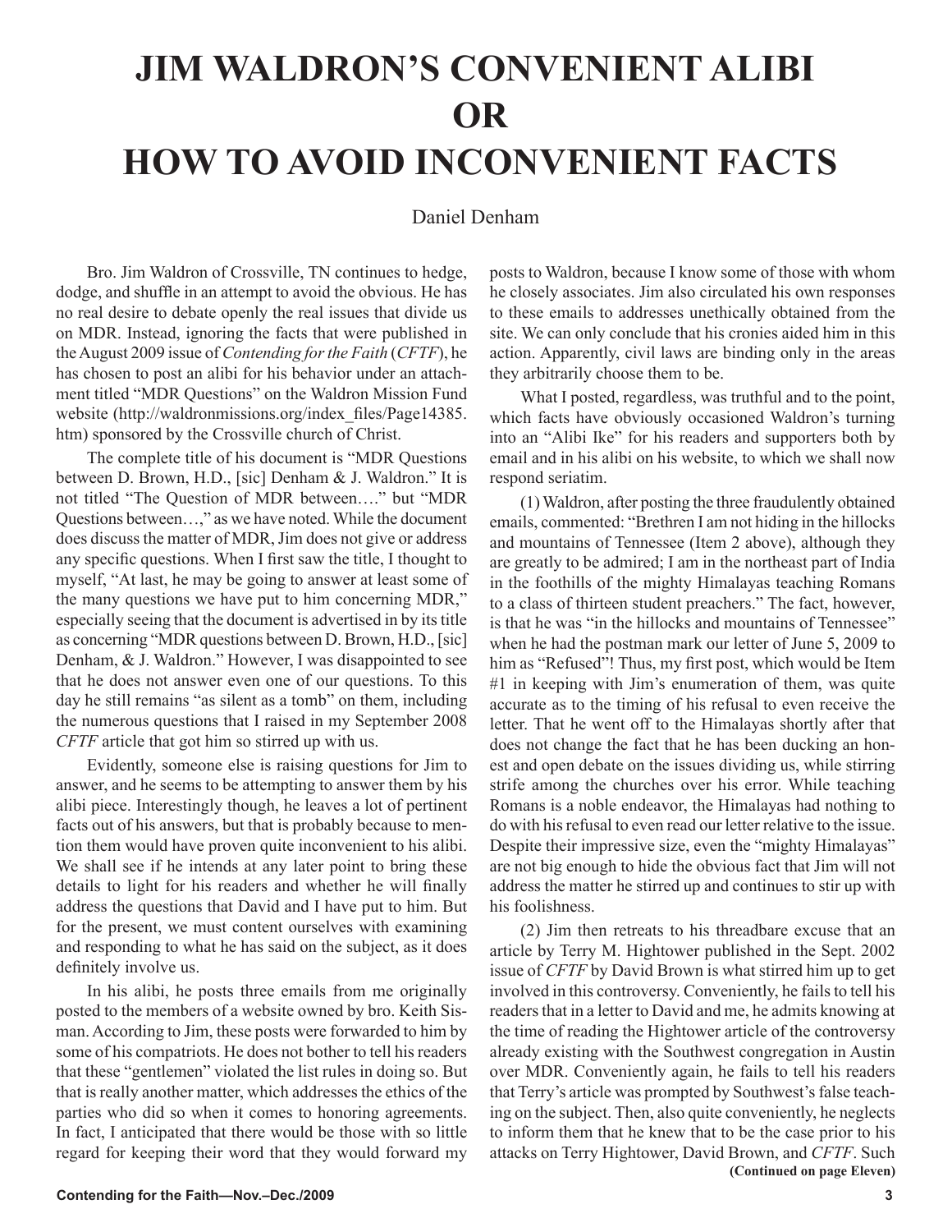# JIM WALDRON'S CONVENIENT ALIBI OR HOW TO AVOID INCONVENIENT FACTS

Daniel Denham

Bro. Jim Waldron of Crossville, TN continues to hedge, dodge, and shuffle in an attempt to avoid the obvious. He has no real desire to debate openly the real issues that divide us on MDR. Instead, ignoring the facts that were published in the August 2009 issue of *Contending for the Faith* (*CFTF*), he has chosen to post an alibi for his behavior under an attachment titled "MDR Questions" on the Waldron Mission Fund website (http://waldronmissions.org/index_files/Page14385.htm) sponsored by the Crossville church of Christ.

The complete title of his document is "MDR Questions between D. Brown, H.D., [sic] Denham & J. Waldron." It is not titled "The Question of MDR between…." but "MDR Questions between…," as we have noted. While the document does discuss the matter of MDR, Jim does not give or address any specific questions. When I first saw the title, I thought to myself, "At last, he may be going to answer at least some of the many questions we have put to him concerning MDR," especially seeing that the document is advertised in by its title as concerning "MDR questions between D. Brown, H.D., [sic] Denham, & J. Waldron." However, I was disappointed to see that he does not answer even one of our questions. To this day he still remains "as silent as a tomb" on them, including the numerous questions that I raised in my September 2008 *CFTF* article that got him so stirred up with us.

Evidently, someone else is raising questions for Jim to answer, and he seems to be attempting to answer them by his alibi piece. Interestingly though, he leaves a lot of pertinent facts out of his answers, but that is probably because to mention them would have proven quite inconvenient to his alibi. We shall see if he intends at any later point to bring these details to light for his readers and whether he will finally address the questions that David and I have put to him. But for the present, we must content ourselves with examining and responding to what he has said on the subject, as it does definitely involve us.

In his alibi, he posts three emails from me originally posted to the members of a website owned by bro. Keith Sisman. According to Jim, these posts were forwarded to him by some of his compatriots. He does not bother to tell his readers that these "gentlemen" violated the list rules in doing so. But that is really another matter, which addresses the ethics of the parties who did so when it comes to honoring agreements. In fact, I anticipated that there would be those with so little regard for keeping their word that they would forward my posts to Waldron, because I know some of those with whom he closely associates. Jim also circulated his own responses to these emails to addresses unethically obtained from the site. We can only conclude that his cronies aided him in this action. Apparently, civil laws are binding only in the areas they arbitrarily choose them to be.

What I posted, regardless, was truthful and to the point, which facts have obviously occasioned Waldron's turning into an "Alibi Ike" for his readers and supporters both by email and in his alibi on his website, to which we shall now respond seriatim.

(1) Waldron, after posting the three fraudulently obtained emails, commented: "Brethren I am not hiding in the hillocks and mountains of Tennessee (Item 2 above), although they are greatly to be admired; I am in the northeast part of India in the foothills of the mighty Himalayas teaching Romans to a class of thirteen student preachers." The fact, however, is that he was "in the hillocks and mountains of Tennessee" when he had the postman mark our letter of June 5, 2009 to him as "Refused"! Thus, my first post, which would be Item #1 in keeping with Jim's enumeration of them, was quite accurate as to the timing of his refusal to even receive the letter. That he went off to the Himalayas shortly after that does not change the fact that he has been ducking an honest and open debate on the issues dividing us, while stirring strife among the churches over his error. While teaching Romans is a noble endeavor, the Himalayas had nothing to do with his refusal to even read our letter relative to the issue. Despite their impressive size, even the "mighty Himalayas" are not big enough to hide the obvious fact that Jim will not address the matter he stirred up and continues to stir up with his foolishness.

(2) Jim then retreats to his threadbare excuse that an article by Terry M. Hightower published in the Sept. 2002 issue of *CFTF* by David Brown is what stirred him up to get involved in this controversy. Conveniently, he fails to tell his readers that in a letter to David and me, he admits knowing at the time of reading the Hightower article of the controversy already existing with the Southwest congregation in Austin over MDR. Conveniently again, he fails to tell his readers that Terry's article was prompted by Southwest's false teaching on the subject. Then, also quite conveniently, he neglects to inform them that he knew that to be the case prior to his attacks on Terry Hightower, David Brown, and *CFTF*. Such

**(Continued on page Eleven)**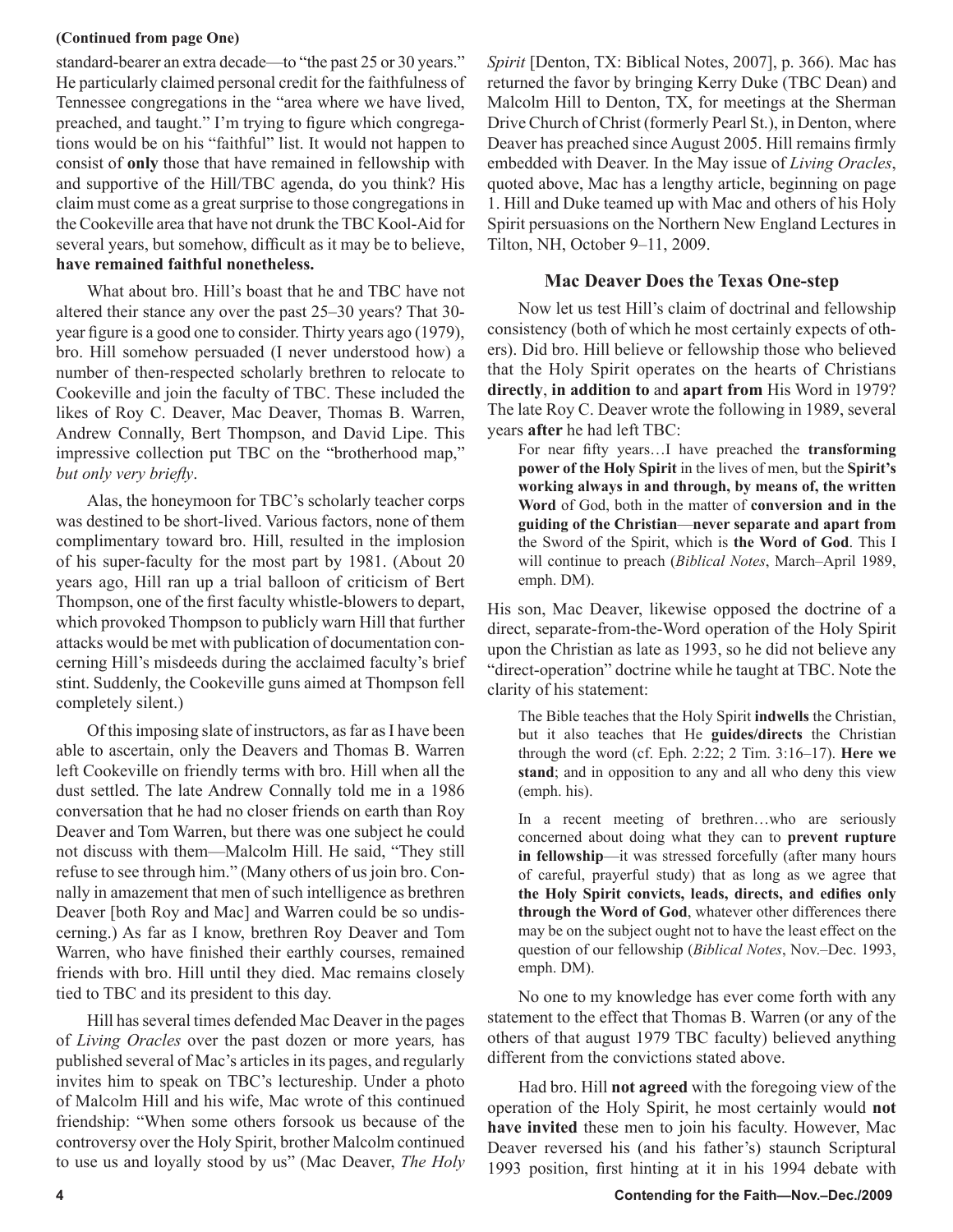**(Continued from page One)**

standard-bearer an extra decade—to "the past 25 or 30 years." He particularly claimed personal credit for the faithfulness of Tennessee congregations in the "area where we have lived, preached, and taught." I'm trying to figure which congregations would be on his "faithful" list. It would not happen to consist of **only** those that have remained in fellowship with and supportive of the Hill/TBC agenda, do you think? His claim must come as a great surprise to those congregations in the Cookeville area that have not drunk the TBC Kool-Aid for several years, but somehow, difficult as it may be to believe, **have remained faithful nonetheless.**

What about bro. Hill's boast that he and TBC have not altered their stance any over the past 25–30 years? That 30-year figure is a good one to consider. Thirty years ago (1979), bro. Hill somehow persuaded (I never understood how) a number of then-respected scholarly brethren to relocate to Cookeville and join the faculty of TBC. These included the likes of Roy C. Deaver, Mac Deaver, Thomas B. Warren, Andrew Connally, Bert Thompson, and David Lipe. This impressive collection put TBC on the "brotherhood map," *but only very briefly*.

Alas, the honeymoon for TBC's scholarly teacher corps was destined to be short-lived. Various factors, none of them complimentary toward bro. Hill, resulted in the implosion of his super-faculty for the most part by 1981. (About 20 years ago, Hill ran up a trial balloon of criticism of Bert Thompson, one of the first faculty whistle-blowers to depart, which provoked Thompson to publicly warn Hill that further attacks would be met with publication of documentation concerning Hill's misdeeds during the acclaimed faculty's brief stint. Suddenly, the Cookeville guns aimed at Thompson fell completely silent.)

Of this imposing slate of instructors, as far as I have been able to ascertain, only the Deavers and Thomas B. Warren left Cookeville on friendly terms with bro. Hill when all the dust settled. The late Andrew Connally told me in a 1986 conversation that he had no closer friends on earth than Roy Deaver and Tom Warren, but there was one subject he could not discuss with them—Malcolm Hill. He said, "They still refuse to see through him." (Many others of us join bro. Connally in amazement that men of such intelligence as brethren Deaver [both Roy and Mac] and Warren could be so undiscerning.) As far as I know, brethren Roy Deaver and Tom Warren, who have finished their earthly courses, remained friends with bro. Hill until they died. Mac remains closely tied to TBC and its president to this day.

Hill has several times defended Mac Deaver in the pages of *Living Oracles* over the past dozen or more years*,* has published several of Mac's articles in its pages, and regularly invites him to speak on TBC's lectureship. Under a photo of Malcolm Hill and his wife, Mac wrote of this continued friendship: "When some others forsook us because of the controversy over the Holy Spirit, brother Malcolm continued to use us and loyally stood by us" (Mac Deaver, *The Holy Spirit* [Denton, TX: Biblical Notes, 2007], p. 366). Mac has returned the favor by bringing Kerry Duke (TBC Dean) and Malcolm Hill to Denton, TX, for meetings at the Sherman Drive Church of Christ (formerly Pearl St.), in Denton, where Deaver has preached since August 2005. Hill remains firmly embedded with Deaver. In the May issue of *Living Oracles*, quoted above, Mac has a lengthy article, beginning on page 1. Hill and Duke teamed up with Mac and others of his Holy Spirit persuasions on the Northern New England Lectures in Tilton, NH, October 9–11, 2009.

### Mac Deaver Does the Texas One-step

Now let us test Hill's claim of doctrinal and fellowship consistency (both of which he most certainly expects of others). Did bro. Hill believe or fellowship those who believed that the Holy Spirit operates on the hearts of Christians **directly**, **in addition to** and **apart from** His Word in 1979? The late Roy C. Deaver wrote the following in 1989, several years **after** he had left TBC:

> For near fifty years…I have preached the **transforming power of the Holy Spirit** in the lives of men, but the **Spirit's working always in and through, by means of, the written Word** of God, both in the matter of **conversion and in the guiding of the Christian**—**never separate and apart from** the Sword of the Spirit, which is **the Word of God**. This I will continue to preach (*Biblical Notes*, March–April 1989, emph. DM).

His son, Mac Deaver, likewise opposed the doctrine of a direct, separate-from-the-Word operation of the Holy Spirit upon the Christian as late as 1993, so he did not believe any "direct-operation" doctrine while he taught at TBC. Note the clarity of his statement:

> The Bible teaches that the Holy Spirit **indwells** the Christian, but it also teaches that He **guides/directs** the Christian through the word (cf. Eph. 2:22; 2 Tim. 3:16–17). **Here we stand**; and in opposition to any and all who deny this view (emph. his).
>
> In a recent meeting of brethren…who are seriously concerned about doing what they can to **prevent rupture in fellowship**—it was stressed forcefully (after many hours of careful, prayerful study) that as long as we agree that **the Holy Spirit convicts, leads, directs, and edifies only through the Word of God**, whatever other differences there may be on the subject ought not to have the least effect on the question of our fellowship (*Biblical Notes*, Nov.–Dec. 1993, emph. DM).

No one to my knowledge has ever come forth with any statement to the effect that Thomas B. Warren (or any of the others of that august 1979 TBC faculty) believed anything different from the convictions stated above.

Had bro. Hill **not agreed** with the foregoing view of the operation of the Holy Spirit, he most certainly would **not have invited** these men to join his faculty. However, Mac Deaver reversed his (and his father's) staunch Scriptural 1993 position, first hinting at it in his 1994 debate with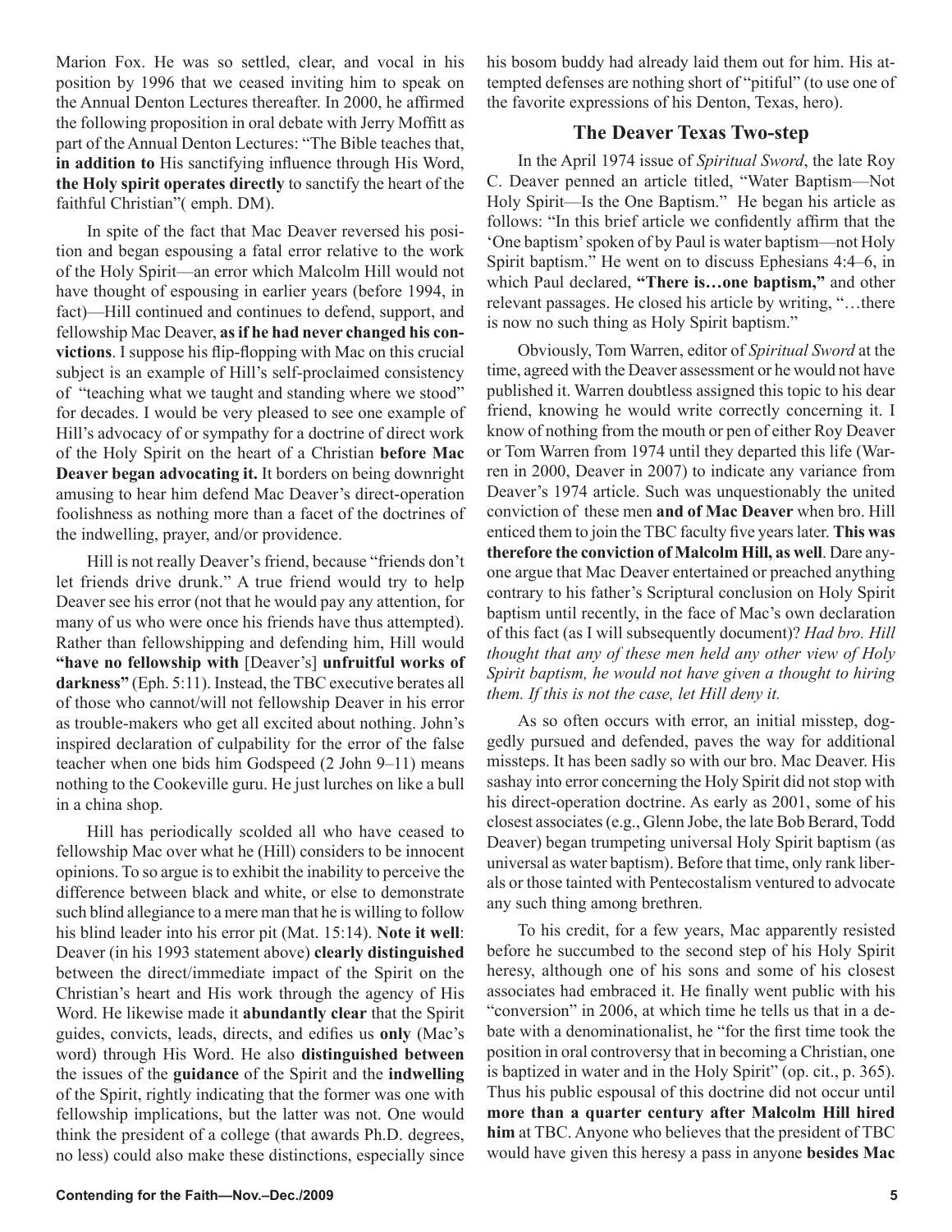Marion Fox. He was so settled, clear, and vocal in his position by 1996 that we ceased inviting him to speak on the Annual Denton Lectures thereafter. In 2000, he affirmed the following proposition in oral debate with Jerry Moffitt as part of the Annual Denton Lectures: "The Bible teaches that, **in addition to** His sanctifying influence through His Word, **the Holy spirit operates directly** to sanctify the heart of the faithful Christian"( emph. DM).

In spite of the fact that Mac Deaver reversed his position and began espousing a fatal error relative to the work of the Holy Spirit—an error which Malcolm Hill would not have thought of espousing in earlier years (before 1994, in fact)—Hill continued and continues to defend, support, and fellowship Mac Deaver, **as if he had never changed his convictions**. I suppose his flip-flopping with Mac on this crucial subject is an example of Hill's self-proclaimed consistency of "teaching what we taught and standing where we stood" for decades. I would be very pleased to see one example of Hill's advocacy of or sympathy for a doctrine of direct work of the Holy Spirit on the heart of a Christian **before Mac Deaver began advocating it.** It borders on being downright amusing to hear him defend Mac Deaver's direct-operation foolishness as nothing more than a facet of the doctrines of the indwelling, prayer, and/or providence.

Hill is not really Deaver's friend, because "friends don't let friends drive drunk." A true friend would try to help Deaver see his error (not that he would pay any attention, for many of us who were once his friends have thus attempted). Rather than fellowshipping and defending him, Hill would **"have no fellowship with** [Deaver's] **unfruitful works of darkness"** (Eph. 5:11). Instead, the TBC executive berates all of those who cannot/will not fellowship Deaver in his error as trouble-makers who get all excited about nothing. John's inspired declaration of culpability for the error of the false teacher when one bids him Godspeed (2 John 9–11) means nothing to the Cookeville guru. He just lurches on like a bull in a china shop.

Hill has periodically scolded all who have ceased to fellowship Mac over what he (Hill) considers to be innocent opinions. To so argue is to exhibit the inability to perceive the difference between black and white, or else to demonstrate such blind allegiance to a mere man that he is willing to follow his blind leader into his error pit (Mat. 15:14). **Note it well**: Deaver (in his 1993 statement above) **clearly distinguished** between the direct/immediate impact of the Spirit on the Christian's heart and His work through the agency of His Word. He likewise made it **abundantly clear** that the Spirit guides, convicts, leads, directs, and edifies us **only** (Mac's word) through His Word. He also **distinguished between** the issues of the **guidance** of the Spirit and the **indwelling** of the Spirit, rightly indicating that the former was one with fellowship implications, but the latter was not. One would think the president of a college (that awards Ph.D. degrees, no less) could also make these distinctions, especially since his bosom buddy had already laid them out for him. His attempted defenses are nothing short of "pitiful" (to use one of the favorite expressions of his Denton, Texas, hero).

### The Deaver Texas Two-step

In the April 1974 issue of *Spiritual Sword*, the late Roy C. Deaver penned an article titled, "Water Baptism—Not Holy Spirit—Is the One Baptism." He began his article as follows: "In this brief article we confidently affirm that the 'One baptism' spoken of by Paul is water baptism—not Holy Spirit baptism." He went on to discuss Ephesians 4:4–6, in which Paul declared, **"There is…one baptism,"** and other relevant passages. He closed his article by writing, "…there is now no such thing as Holy Spirit baptism."

Obviously, Tom Warren, editor of *Spiritual Sword* at the time, agreed with the Deaver assessment or he would not have published it. Warren doubtless assigned this topic to his dear friend, knowing he would write correctly concerning it. I know of nothing from the mouth or pen of either Roy Deaver or Tom Warren from 1974 until they departed this life (Warren in 2000, Deaver in 2007) to indicate any variance from Deaver's 1974 article. Such was unquestionably the united conviction of these men **and of Mac Deaver** when bro. Hill enticed them to join the TBC faculty five years later. **This was therefore the conviction of Malcolm Hill, as well**. Dare anyone argue that Mac Deaver entertained or preached anything contrary to his father's Scriptural conclusion on Holy Spirit baptism until recently, in the face of Mac's own declaration of this fact (as I will subsequently document)? *Had bro. Hill thought that any of these men held any other view of Holy Spirit baptism, he would not have given a thought to hiring them. If this is not the case, let Hill deny it.*

As so often occurs with error, an initial misstep, doggedly pursued and defended, paves the way for additional missteps. It has been sadly so with our bro. Mac Deaver. His sashay into error concerning the Holy Spirit did not stop with his direct-operation doctrine. As early as 2001, some of his closest associates (e.g., Glenn Jobe, the late Bob Berard, Todd Deaver) began trumpeting universal Holy Spirit baptism (as universal as water baptism). Before that time, only rank liberals or those tainted with Pentecostalism ventured to advocate any such thing among brethren.

To his credit, for a few years, Mac apparently resisted before he succumbed to the second step of his Holy Spirit heresy, although one of his sons and some of his closest associates had embraced it. He finally went public with his "conversion" in 2006, at which time he tells us that in a debate with a denominationalist, he "for the first time took the position in oral controversy that in becoming a Christian, one is baptized in water and in the Holy Spirit" (op. cit., p. 365). Thus his public espousal of this doctrine did not occur until **more than a quarter century after Malcolm Hill hired him** at TBC. Anyone who believes that the president of TBC would have given this heresy a pass in anyone **besides Mac**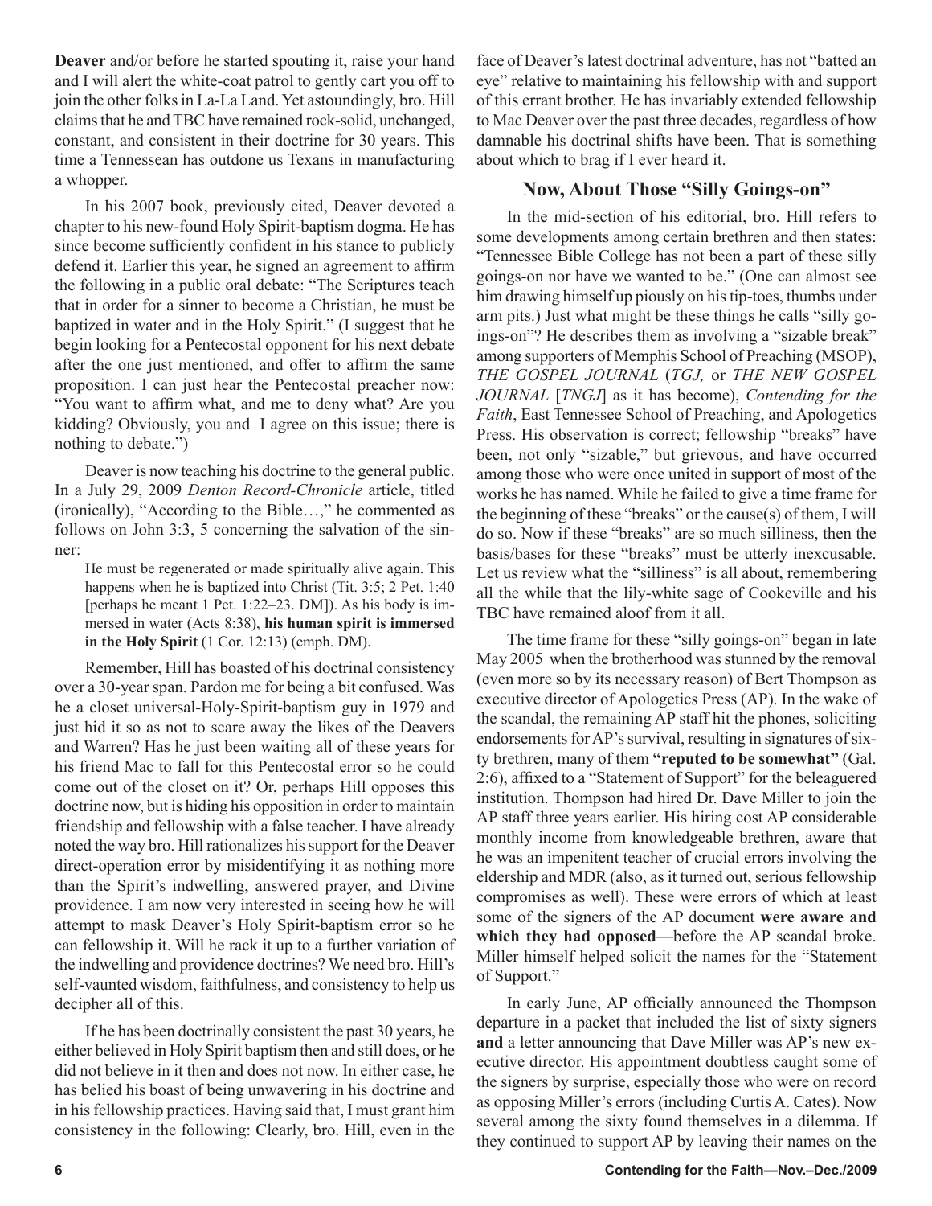**Deaver** and/or before he started spouting it, raise your hand and I will alert the white-coat patrol to gently cart you off to join the other folks in La-La Land. Yet astoundingly, bro. Hill claims that he and TBC have remained rock-solid, unchanged, constant, and consistent in their doctrine for 30 years. This time a Tennessean has outdone us Texans in manufacturing a whopper.

In his 2007 book, previously cited, Deaver devoted a chapter to his new-found Holy Spirit-baptism dogma. He has since become sufficiently confident in his stance to publicly defend it. Earlier this year, he signed an agreement to affirm the following in a public oral debate: "The Scriptures teach that in order for a sinner to become a Christian, he must be baptized in water and in the Holy Spirit." (I suggest that he begin looking for a Pentecostal opponent for his next debate after the one just mentioned, and offer to affirm the same proposition. I can just hear the Pentecostal preacher now: "You want to affirm what, and me to deny what? Are you kidding? Obviously, you and I agree on this issue; there is nothing to debate.")

Deaver is now teaching his doctrine to the general public. In a July 29, 2009 *Denton Record-Chronicle* article, titled (ironically), "According to the Bible…," he commented as follows on John 3:3, 5 concerning the salvation of the sinner:

> He must be regenerated or made spiritually alive again. This happens when he is baptized into Christ (Tit. 3:5; 2 Pet. 1:40 [perhaps he meant 1 Pet. 1:22–23. DM]). As his body is immersed in water (Acts 8:38), **his human spirit is immersed in the Holy Spirit** (1 Cor. 12:13) (emph. DM).

Remember, Hill has boasted of his doctrinal consistency over a 30-year span. Pardon me for being a bit confused. Was he a closet universal-Holy-Spirit-baptism guy in 1979 and just hid it so as not to scare away the likes of the Deavers and Warren? Has he just been waiting all of these years for his friend Mac to fall for this Pentecostal error so he could come out of the closet on it? Or, perhaps Hill opposes this doctrine now, but is hiding his opposition in order to maintain friendship and fellowship with a false teacher. I have already noted the way bro. Hill rationalizes his support for the Deaver direct-operation error by misidentifying it as nothing more than the Spirit's indwelling, answered prayer, and Divine providence. I am now very interested in seeing how he will attempt to mask Deaver's Holy Spirit-baptism error so he can fellowship it. Will he rack it up to a further variation of the indwelling and providence doctrines? We need bro. Hill's self-vaunted wisdom, faithfulness, and consistency to help us decipher all of this.

If he has been doctrinally consistent the past 30 years, he either believed in Holy Spirit baptism then and still does, or he did not believe in it then and does not now. In either case, he has belied his boast of being unwavering in his doctrine and in his fellowship practices. Having said that, I must grant him consistency in the following: Clearly, bro. Hill, even in the face of Deaver's latest doctrinal adventure, has not "batted an eye" relative to maintaining his fellowship with and support of this errant brother. He has invariably extended fellowship to Mac Deaver over the past three decades, regardless of how damnable his doctrinal shifts have been. That is something about which to brag if I ever heard it.

## Now, About Those "Silly Goings-on"

In the mid-section of his editorial, bro. Hill refers to some developments among certain brethren and then states: "Tennessee Bible College has not been a part of these silly goings-on nor have we wanted to be." (One can almost see him drawing himself up piously on his tip-toes, thumbs under arm pits.) Just what might be these things he calls "silly goings-on"? He describes them as involving a "sizable break" among supporters of Memphis School of Preaching (MSOP), *THE GOSPEL JOURNAL* (*TGJ,* or *THE NEW GOSPEL JOURNAL* [*TNGJ*] as it has become), *Contending for the Faith*, East Tennessee School of Preaching, and Apologetics Press. His observation is correct; fellowship "breaks" have been, not only "sizable," but grievous, and have occurred among those who were once united in support of most of the works he has named. While he failed to give a time frame for the beginning of these "breaks" or the cause(s) of them, I will do so. Now if these "breaks" are so much silliness, then the basis/bases for these "breaks" must be utterly inexcusable. Let us review what the "silliness" is all about, remembering all the while that the lily-white sage of Cookeville and his TBC have remained aloof from it all.

The time frame for these "silly goings-on" began in late May 2005 when the brotherhood was stunned by the removal (even more so by its necessary reason) of Bert Thompson as executive director of Apologetics Press (AP). In the wake of the scandal, the remaining AP staff hit the phones, soliciting endorsements for AP's survival, resulting in signatures of sixty brethren, many of them **"reputed to be somewhat"** (Gal. 2:6), affixed to a "Statement of Support" for the beleaguered institution. Thompson had hired Dr. Dave Miller to join the AP staff three years earlier. His hiring cost AP considerable monthly income from knowledgeable brethren, aware that he was an impenitent teacher of crucial errors involving the eldership and MDR (also, as it turned out, serious fellowship compromises as well). These were errors of which at least some of the signers of the AP document **were aware and which they had opposed**—before the AP scandal broke. Miller himself helped solicit the names for the "Statement of Support."

In early June, AP officially announced the Thompson departure in a packet that included the list of sixty signers **and** a letter announcing that Dave Miller was AP's new executive director. His appointment doubtless caught some of the signers by surprise, especially those who were on record as opposing Miller's errors (including Curtis A. Cates). Now several among the sixty found themselves in a dilemma. If they continued to support AP by leaving their names on the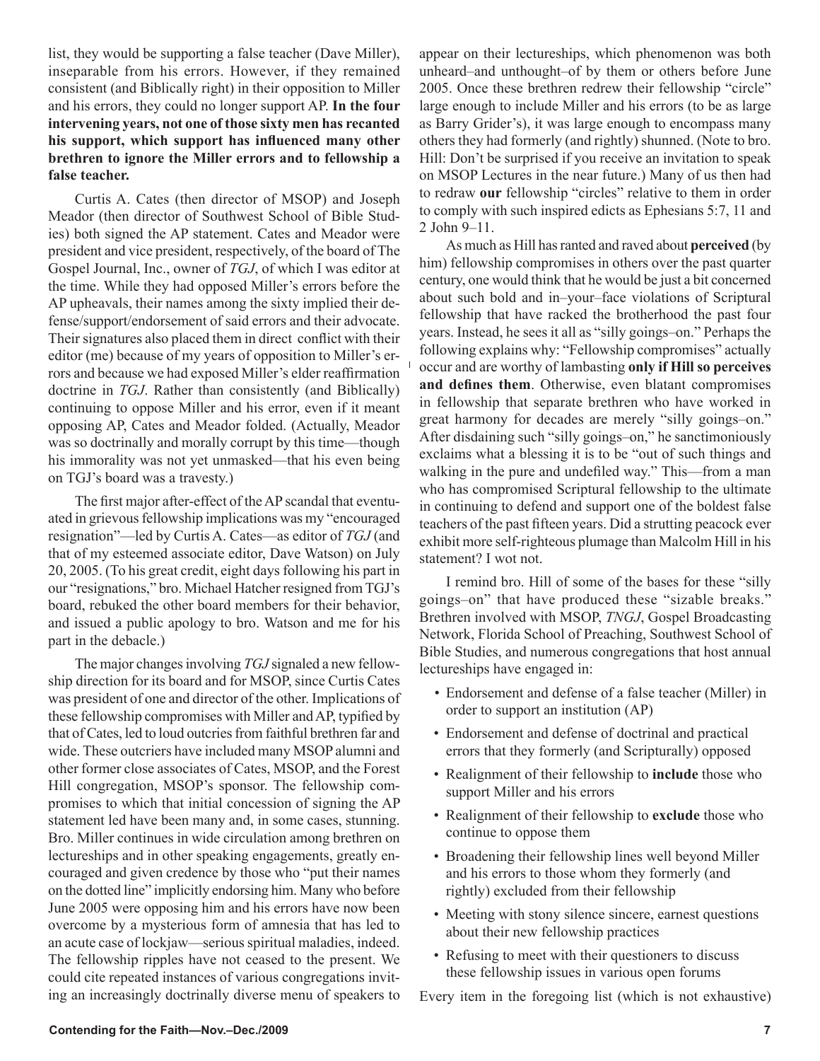list, they would be supporting a false teacher (Dave Miller), inseparable from his errors. However, if they remained consistent (and Biblically right) in their opposition to Miller and his errors, they could no longer support AP. **In the four intervening years, not one of those sixty men has recanted his support, which support has influenced many other brethren to ignore the Miller errors and to fellowship a false teacher.**

Curtis A. Cates (then director of MSOP) and Joseph Meador (then director of Southwest School of Bible Studies) both signed the AP statement. Cates and Meador were president and vice president, respectively, of the board of The Gospel Journal, Inc., owner of *TGJ*, of which I was editor at the time. While they had opposed Miller's errors before the AP upheavals, their names among the sixty implied their defense/support/endorsement of said errors and their advocate. Their signatures also placed them in direct conflict with their editor (me) because of my years of opposition to Miller's errors and because we had exposed Miller's elder reaffirmation doctrine in *TGJ*. Rather than consistently (and Biblically) continuing to oppose Miller and his error, even if it meant opposing AP, Cates and Meador folded. (Actually, Meador was so doctrinally and morally corrupt by this time—though his immorality was not yet unmasked—that his even being on TGJ's board was a travesty.)

The first major after-effect of the AP scandal that eventuated in grievous fellowship implications was my "encouraged resignation"—led by Curtis A. Cates—as editor of *TGJ* (and that of my esteemed associate editor, Dave Watson) on July 20, 2005. (To his great credit, eight days following his part in our "resignations," bro. Michael Hatcher resigned from TGJ's board, rebuked the other board members for their behavior, and issued a public apology to bro. Watson and me for his part in the debacle.)

The major changes involving *TGJ* signaled a new fellowship direction for its board and for MSOP, since Curtis Cates was president of one and director of the other. Implications of these fellowship compromises with Miller and AP, typified by that of Cates, led to loud outcries from faithful brethren far and wide. These outcriers have included many MSOP alumni and other former close associates of Cates, MSOP, and the Forest Hill congregation, MSOP's sponsor. The fellowship compromises to which that initial concession of signing the AP statement led have been many and, in some cases, stunning. Bro. Miller continues in wide circulation among brethren on lectureships and in other speaking engagements, greatly encouraged and given credence by those who "put their names on the dotted line" implicitly endorsing him. Many who before June 2005 were opposing him and his errors have now been overcome by a mysterious form of amnesia that has led to an acute case of lockjaw—serious spiritual maladies, indeed. The fellowship ripples have not ceased to the present. We could cite repeated instances of various congregations inviting an increasingly doctrinally diverse menu of speakers to appear on their lectureships, which phenomenon was both unheard–and unthought–of by them or others before June 2005. Once these brethren redrew their fellowship "circle" large enough to include Miller and his errors (to be as large as Barry Grider's), it was large enough to encompass many others they had formerly (and rightly) shunned. (Note to bro. Hill: Don't be surprised if you receive an invitation to speak on MSOP Lectures in the near future.) Many of us then had to redraw **our** fellowship "circles" relative to them in order to comply with such inspired edicts as Ephesians 5:7, 11 and 2 John 9–11.

As much as Hill has ranted and raved about **perceived** (by him) fellowship compromises in others over the past quarter century, one would think that he would be just a bit concerned about such bold and in–your–face violations of Scriptural fellowship that have racked the brotherhood the past four years. Instead, he sees it all as "silly goings–on." Perhaps the following explains why: "Fellowship compromises" actually occur and are worthy of lambasting **only if Hill so perceives and defines them**. Otherwise, even blatant compromises in fellowship that separate brethren who have worked in great harmony for decades are merely "silly goings–on." After disdaining such "silly goings–on," he sanctimoniously exclaims what a blessing it is to be "out of such things and walking in the pure and undefiled way." This—from a man who has compromised Scriptural fellowship to the ultimate in continuing to defend and support one of the boldest false teachers of the past fifteen years. Did a strutting peacock ever exhibit more self-righteous plumage than Malcolm Hill in his statement? I wot not.

I remind bro. Hill of some of the bases for these "silly goings–on" that have produced these "sizable breaks." Brethren involved with MSOP, *TNGJ*, Gospel Broadcasting Network, Florida School of Preaching, Southwest School of Bible Studies, and numerous congregations that host annual lectureships have engaged in:

- Endorsement and defense of a false teacher (Miller) in order to support an institution (AP)
- Endorsement and defense of doctrinal and practical errors that they formerly (and Scripturally) opposed
- Realignment of their fellowship to **include** those who support Miller and his errors
- Realignment of their fellowship to **exclude** those who continue to oppose them
- Broadening their fellowship lines well beyond Miller and his errors to those whom they formerly (and rightly) excluded from their fellowship
- Meeting with stony silence sincere, earnest questions about their new fellowship practices
- Refusing to meet with their questioners to discuss these fellowship issues in various open forums

Every item in the foregoing list (which is not exhaustive)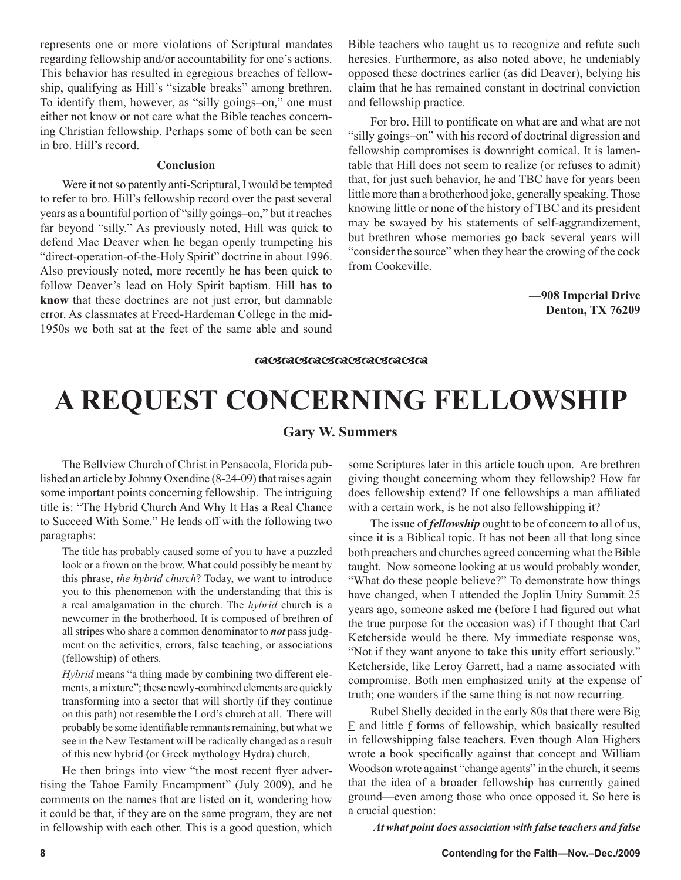represents one or more violations of Scriptural mandates regarding fellowship and/or accountability for one's actions. This behavior has resulted in egregious breaches of fellowship, qualifying as Hill's "sizable breaks" among brethren. To identify them, however, as "silly goings–on," one must either not know or not care what the Bible teaches concerning Christian fellowship. Perhaps some of both can be seen in bro. Hill's record.

### Conclusion

Were it not so patently anti-Scriptural, I would be tempted to refer to bro. Hill's fellowship record over the past several years as a bountiful portion of "silly goings–on," but it reaches far beyond "silly." As previously noted, Hill was quick to defend Mac Deaver when he began openly trumpeting his "direct-operation-of-the-Holy Spirit" doctrine in about 1996. Also previously noted, more recently he has been quick to follow Deaver's lead on Holy Spirit baptism. Hill **has to know** that these doctrines are not just error, but damnable error. As classmates at Freed-Hardeman College in the mid-1950s we both sat at the feet of the same able and sound Bible teachers who taught us to recognize and refute such heresies. Furthermore, as also noted above, he undeniably opposed these doctrines earlier (as did Deaver), belying his claim that he has remained constant in doctrinal conviction and fellowship practice.

For bro. Hill to pontificate on what are and what are not "silly goings–on" with his record of doctrinal digression and fellowship compromises is downright comical. It is lamentable that Hill does not seem to realize (or refuses to admit) that, for just such behavior, he and TBC have for years been little more than a brotherhood joke, generally speaking. Those knowing little or none of the history of TBC and its president may be swayed by his statements of self-aggrandizement, but brethren whose memories go back several years will "consider the source" when they hear the crowing of the cock from Cookeville.

**—908 Imperial Drive**
**Denton, TX 76209**

# A REQUEST CONCERNING FELLOWSHIP

**Gary W. Summers**

The Bellview Church of Christ in Pensacola, Florida published an article by Johnny Oxendine (8-24-09) that raises again some important points concerning fellowship. The intriguing title is: "The Hybrid Church And Why It Has a Real Chance to Succeed With Some." He leads off with the following two paragraphs:

> The title has probably caused some of you to have a puzzled look or a frown on the brow. What could possibly be meant by this phrase, *the hybrid church*? Today, we want to introduce you to this phenomenon with the understanding that this is a real amalgamation in the church. The *hybrid* church is a newcomer in the brotherhood. It is composed of brethren of all stripes who share a common denominator to ***not*** pass judgment on the activities, errors, false teaching, or associations (fellowship) of others.
>
> *Hybrid* means "a thing made by combining two different elements, a mixture"; these newly-combined elements are quickly transforming into a sector that will shortly (if they continue on this path) not resemble the Lord's church at all. There will probably be some identifiable remnants remaining, but what we see in the New Testament will be radically changed as a result of this new hybrid (or Greek mythology Hydra) church.

He then brings into view "the most recent flyer advertising the Tahoe Family Encampment" (July 2009), and he comments on the names that are listed on it, wondering how it could be that, if they are on the same program, they are not in fellowship with each other. This is a good question, which some Scriptures later in this article touch upon. Are brethren giving thought concerning whom they fellowship? How far does fellowship extend? If one fellowships a man affiliated with a certain work, is he not also fellowshipping it?

The issue of ***fellowship*** ought to be of concern to all of us, since it is a Biblical topic. It has not been all that long since both preachers and churches agreed concerning what the Bible taught. Now someone looking at us would probably wonder, "What do these people believe?" To demonstrate how things have changed, when I attended the Joplin Unity Summit 25 years ago, someone asked me (before I had figured out what the true purpose for the occasion was) if I thought that Carl Ketcherside would be there. My immediate response was, "Not if they want anyone to take this unity effort seriously." Ketcherside, like Leroy Garrett, had a name associated with compromise. Both men emphasized unity at the expense of truth; one wonders if the same thing is not now recurring.

Rubel Shelly decided in the early 80s that there were Big F and little f forms of fellowship, which basically resulted in fellowshipping false teachers. Even though Alan Highers wrote a book specifically against that concept and William Woodson wrote against "change agents" in the church, it seems that the idea of a broader fellowship has currently gained ground—even among those who once opposed it. So here is a crucial question:

***At what point does association with false teachers and false***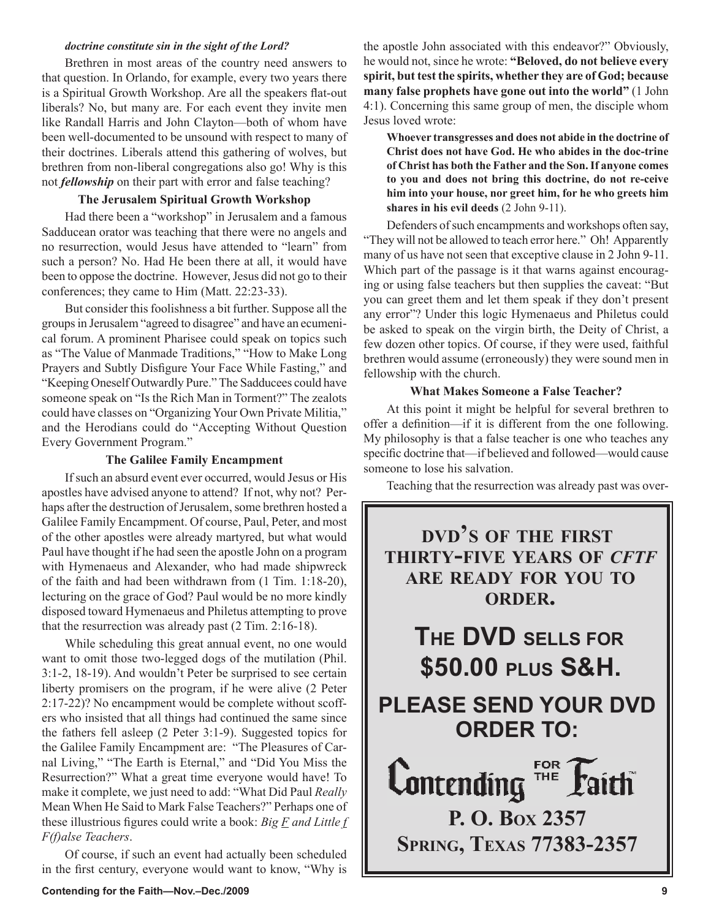***doctrine constitute sin in the sight of the Lord?***

Brethren in most areas of the country need answers to that question. In Orlando, for example, every two years there is a Spiritual Growth Workshop. Are all the speakers flat-out liberals? No, but many are. For each event they invite men like Randall Harris and John Clayton—both of whom have been well-documented to be unsound with respect to many of their doctrines. Liberals attend this gathering of wolves, but brethren from non-liberal congregations also go! Why is this not ***fellowship*** on their part with error and false teaching?

### The Jerusalem Spiritual Growth Workshop

Had there been a "workshop" in Jerusalem and a famous Sadducean orator was teaching that there were no angels and no resurrection, would Jesus have attended to "learn" from such a person? No. Had He been there at all, it would have been to oppose the doctrine. However, Jesus did not go to their conferences; they came to Him (Matt. 22:23-33).

But consider this foolishness a bit further. Suppose all the groups in Jerusalem "agreed to disagree" and have an ecumenical forum. A prominent Pharisee could speak on topics such as "The Value of Manmade Traditions," "How to Make Long Prayers and Subtly Disfigure Your Face While Fasting," and "Keeping Oneself Outwardly Pure." The Sadducees could have someone speak on "Is the Rich Man in Torment?" The zealots could have classes on "Organizing Your Own Private Militia," and the Herodians could do "Accepting Without Question Every Government Program."

### The Galilee Family Encampment

If such an absurd event ever occurred, would Jesus or His apostles have advised anyone to attend? If not, why not? Perhaps after the destruction of Jerusalem, some brethren hosted a Galilee Family Encampment. Of course, Paul, Peter, and most of the other apostles were already martyred, but what would Paul have thought if he had seen the apostle John on a program with Hymenaeus and Alexander, who had made shipwreck of the faith and had been withdrawn from (1 Tim. 1:18-20), lecturing on the grace of God? Paul would be no more kindly disposed toward Hymenaeus and Philetus attempting to prove that the resurrection was already past (2 Tim. 2:16-18).

While scheduling this great annual event, no one would want to omit those two-legged dogs of the mutilation (Phil. 3:1-2, 18-19). And wouldn't Peter be surprised to see certain liberty promisers on the program, if he were alive (2 Peter 2:17-22)? No encampment would be complete without scoffers who insisted that all things had continued the same since the fathers fell asleep (2 Peter 3:1-9). Suggested topics for the Galilee Family Encampment are: "The Pleasures of Carnal Living," "The Earth is Eternal," and "Did You Miss the Resurrection?" What a great time everyone would have! To make it complete, we just need to add: "What Did Paul *Really* Mean When He Said to Mark False Teachers?" Perhaps one of these illustrious figures could write a book: *Big F and Little f F(f)alse Teachers*.

Of course, if such an event had actually been scheduled in the first century, everyone would want to know, "Why is the apostle John associated with this endeavor?" Obviously, he would not, since he wrote: **"Beloved, do not believe every spirit, but test the spirits, whether they are of God; because many false prophets have gone out into the world"** (1 John 4:1). Concerning this same group of men, the disciple whom Jesus loved wrote:

> **Whoever transgresses and does not abide in the doctrine of Christ does not have God. He who abides in the doc-trine of Christ has both the Father and the Son. If anyone comes to you and does not bring this doctrine, do not re-ceive him into your house, nor greet him, for he who greets him shares in his evil deeds** (2 John 9-11).

Defenders of such encampments and workshops often say, "They will not be allowed to teach error here." Oh! Apparently many of us have not seen that exceptive clause in 2 John 9-11. Which part of the passage is it that warns against encouraging or using false teachers but then supplies the caveat: "But you can greet them and let them speak if they don't present any error"? Under this logic Hymenaeus and Philetus could be asked to speak on the virgin birth, the Deity of Christ, a few dozen other topics. Of course, if they were used, faithful brethren would assume (erroneously) they were sound men in fellowship with the church.

### What Makes Someone a False Teacher?

At this point it might be helpful for several brethren to offer a definition—if it is different from the one following. My philosophy is that a false teacher is one who teaches any specific doctrine that—if believed and followed—would cause someone to lose his salvation.

Teaching that the resurrection was already past was over-

---

**DVD'S OF THE FIRST THIRTY-FIVE YEARS OF *CFTF* ARE READY FOR YOU TO ORDER.**

**THE DVD SELLS FOR $50.00 PLUS S&H.**

**PLEASE SEND YOUR DVD ORDER TO:**

**Contending for the Faith**

**P. O. BOX 2357**
**SPRING, TEXAS 77383-2357**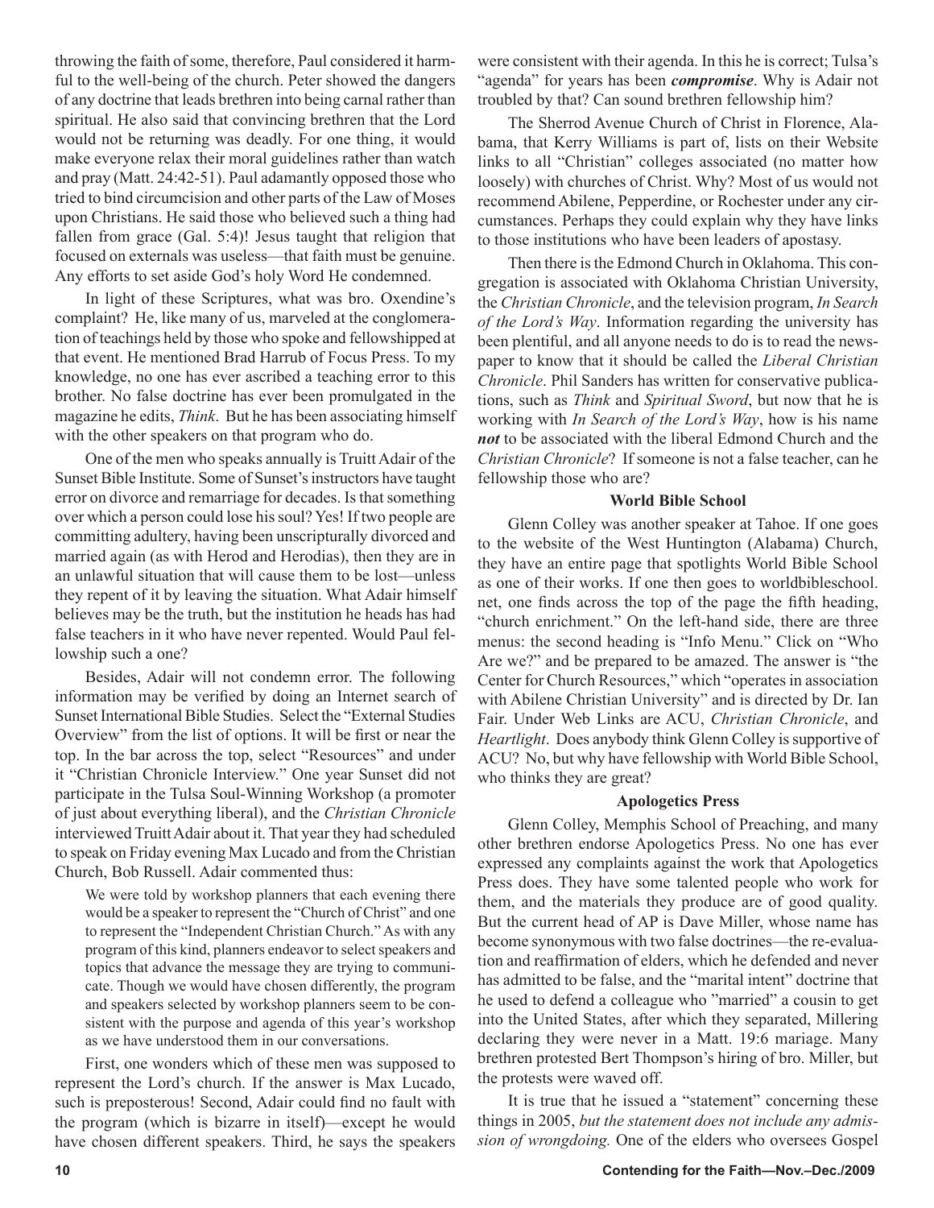throwing the faith of some, therefore, Paul considered it harmful to the well-being of the church. Peter showed the dangers of any doctrine that leads brethren into being carnal rather than spiritual. He also said that convincing brethren that the Lord would not be returning was deadly. For one thing, it would make everyone relax their moral guidelines rather than watch and pray (Matt. 24:42-51). Paul adamantly opposed those who tried to bind circumcision and other parts of the Law of Moses upon Christians. He said those who believed such a thing had fallen from grace (Gal. 5:4)! Jesus taught that religion that focused on externals was useless—that faith must be genuine. Any efforts to set aside God's holy Word He condemned.

In light of these Scriptures, what was bro. Oxendine's complaint? He, like many of us, marveled at the conglomeration of teachings held by those who spoke and fellowshipped at that event. He mentioned Brad Harrub of Focus Press. To my knowledge, no one has ever ascribed a teaching error to this brother. No false doctrine has ever been promulgated in the magazine he edits, *Think*. But he has been associating himself with the other speakers on that program who do.

One of the men who speaks annually is Truitt Adair of the Sunset Bible Institute. Some of Sunset's instructors have taught error on divorce and remarriage for decades. Is that something over which a person could lose his soul? Yes! If two people are committing adultery, having been unscripturally divorced and married again (as with Herod and Herodias), then they are in an unlawful situation that will cause them to be lost—unless they repent of it by leaving the situation. What Adair himself believes may be the truth, but the institution he heads has had false teachers in it who have never repented. Would Paul fellowship such a one?

Besides, Adair will not condemn error. The following information may be verified by doing an Internet search of Sunset International Bible Studies. Select the "External Studies Overview" from the list of options. It will be first or near the top. In the bar across the top, select "Resources" and under it "Christian Chronicle Interview." One year Sunset did not participate in the Tulsa Soul-Winning Workshop (a promoter of just about everything liberal), and the *Christian Chronicle* interviewed Truitt Adair about it. That year they had scheduled to speak on Friday evening Max Lucado and from the Christian Church, Bob Russell. Adair commented thus:

> We were told by workshop planners that each evening there would be a speaker to represent the "Church of Christ" and one to represent the "Independent Christian Church." As with any program of this kind, planners endeavor to select speakers and topics that advance the message they are trying to communicate. Though we would have chosen differently, the program and speakers selected by workshop planners seem to be consistent with the purpose and agenda of this year's workshop as we have understood them in our conversations.

First, one wonders which of these men was supposed to represent the Lord's church. If the answer is Max Lucado, such is preposterous! Second, Adair could find no fault with the program (which is bizarre in itself)—except he would have chosen different speakers. Third, he says the speakers were consistent with their agenda. In this he is correct; Tulsa's "agenda" for years has been ***compromise***. Why is Adair not troubled by that? Can sound brethren fellowship him?

The Sherrod Avenue Church of Christ in Florence, Alabama, that Kerry Williams is part of, lists on their Website links to all "Christian" colleges associated (no matter how loosely) with churches of Christ. Why? Most of us would not recommend Abilene, Pepperdine, or Rochester under any circumstances. Perhaps they could explain why they have links to those institutions who have been leaders of apostasy.

Then there is the Edmond Church in Oklahoma. This congregation is associated with Oklahoma Christian University, the *Christian Chronicle*, and the television program, *In Search of the Lord's Way*. Information regarding the university has been plentiful, and all anyone needs to do is to read the newspaper to know that it should be called the *Liberal Christian Chronicle*. Phil Sanders has written for conservative publications, such as *Think* and *Spiritual Sword*, but now that he is working with *In Search of the Lord's Way*, how is his name ***not*** to be associated with the liberal Edmond Church and the *Christian Chronicle*? If someone is not a false teacher, can he fellowship those who are?

### World Bible School

Glenn Colley was another speaker at Tahoe. If one goes to the website of the West Huntington (Alabama) Church, they have an entire page that spotlights World Bible School as one of their works. If one then goes to worldbibleschool.net, one finds across the top of the page the fifth heading, "church enrichment." On the left-hand side, there are three menus: the second heading is "Info Menu." Click on "Who Are we?" and be prepared to be amazed. The answer is "the Center for Church Resources," which "operates in association with Abilene Christian University" and is directed by Dr. Ian Fair. Under Web Links are ACU, *Christian Chronicle*, and *Heartlight*. Does anybody think Glenn Colley is supportive of ACU? No, but why have fellowship with World Bible School, who thinks they are great?

### Apologetics Press

Glenn Colley, Memphis School of Preaching, and many other brethren endorse Apologetics Press. No one has ever expressed any complaints against the work that Apologetics Press does. They have some talented people who work for them, and the materials they produce are of good quality. But the current head of AP is Dave Miller, whose name has become synonymous with two false doctrines—the re-evaluation and reaffirmation of elders, which he defended and never has admitted to be false, and the "marital intent" doctrine that he used to defend a colleague who "married" a cousin to get into the United States, after which they separated, Millering declaring they were never in a Matt. 19:6 mariage. Many brethren protested Bert Thompson's hiring of bro. Miller, but the protests were waved off.

It is true that he issued a "statement" concerning these things in 2005, *but the statement does not include any admission of wrongdoing.* One of the elders who oversees Gospel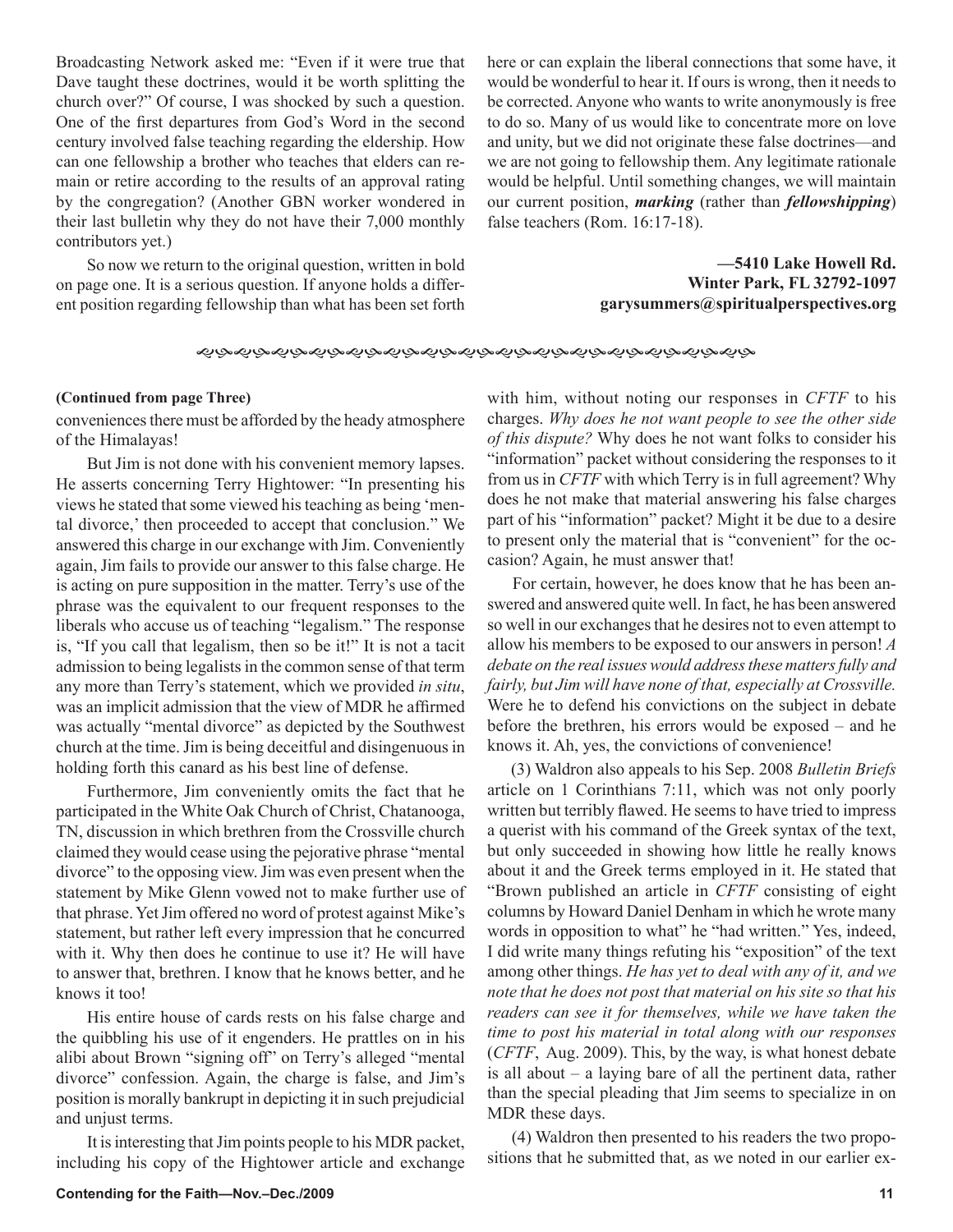Broadcasting Network asked me: "Even if it were true that Dave taught these doctrines, would it be worth splitting the church over?" Of course, I was shocked by such a question. One of the first departures from God's Word in the second century involved false teaching regarding the eldership. How can one fellowship a brother who teaches that elders can remain or retire according to the results of an approval rating by the congregation? (Another GBN worker wondered in their last bulletin why they do not have their 7,000 monthly contributors yet.)

So now we return to the original question, written in bold on page one. It is a serious question. If anyone holds a different position regarding fellowship than what has been set forth here or can explain the liberal connections that some have, it would be wonderful to hear it. If ours is wrong, then it needs to be corrected. Anyone who wants to write anonymously is free to do so. Many of us would like to concentrate more on love and unity, but we did not originate these false doctrines—and we are not going to fellowship them. Any legitimate rationale would be helpful. Until something changes, we will maintain our current position, ***marking*** (rather than ***fellowshipping***) false teachers (Rom. 16:17-18).

**—5410 Lake Howell Rd.**
**Winter Park, FL 32792-1097**
**garysummers@spiritualperspectives.org**

---

**(Continued from page Three)**

conveniences there must be afforded by the heady atmosphere of the Himalayas!

But Jim is not done with his convenient memory lapses. He asserts concerning Terry Hightower: "In presenting his views he stated that some viewed his teaching as being 'mental divorce,' then proceeded to accept that conclusion." We answered this charge in our exchange with Jim. Conveniently again, Jim fails to provide our answer to this false charge. He is acting on pure supposition in the matter. Terry's use of the phrase was the equivalent to our frequent responses to the liberals who accuse us of teaching "legalism." The response is, "If you call that legalism, then so be it!" It is not a tacit admission to being legalists in the common sense of that term any more than Terry's statement, which we provided *in situ*, was an implicit admission that the view of MDR he affirmed was actually "mental divorce" as depicted by the Southwest church at the time. Jim is being deceitful and disingenuous in holding forth this canard as his best line of defense.

Furthermore, Jim conveniently omits the fact that he participated in the White Oak Church of Christ, Chatanooga, TN, discussion in which brethren from the Crossville church claimed they would cease using the pejorative phrase "mental divorce" to the opposing view. Jim was even present when the statement by Mike Glenn vowed not to make further use of that phrase. Yet Jim offered no word of protest against Mike's statement, but rather left every impression that he concurred with it. Why then does he continue to use it? He will have to answer that, brethren. I know that he knows better, and he knows it too!

His entire house of cards rests on his false charge and the quibbling his use of it engenders. He prattles on in his alibi about Brown "signing off" on Terry's alleged "mental divorce" confession. Again, the charge is false, and Jim's position is morally bankrupt in depicting it in such prejudicial and unjust terms.

It is interesting that Jim points people to his MDR packet, including his copy of the Hightower article and exchange with him, without noting our responses in *CFTF* to his charges. *Why does he not want people to see the other side of this dispute?* Why does he not want folks to consider his "information" packet without considering the responses to it from us in *CFTF* with which Terry is in full agreement? Why does he not make that material answering his false charges part of his "information" packet? Might it be due to a desire to present only the material that is "convenient" for the occasion? Again, he must answer that!

For certain, however, he does know that he has been answered and answered quite well. In fact, he has been answered so well in our exchanges that he desires not to even attempt to allow his members to be exposed to our answers in person! *A debate on the real issues would address these matters fully and fairly, but Jim will have none of that, especially at Crossville.* Were he to defend his convictions on the subject in debate before the brethren, his errors would be exposed – and he knows it. Ah, yes, the convictions of convenience!

(3) Waldron also appeals to his Sep. 2008 *Bulletin Briefs* article on 1 Corinthians 7:11, which was not only poorly written but terribly flawed. He seems to have tried to impress a querist with his command of the Greek syntax of the text, but only succeeded in showing how little he really knows about it and the Greek terms employed in it. He stated that "Brown published an article in *CFTF* consisting of eight columns by Howard Daniel Denham in which he wrote many words in opposition to what" he "had written." Yes, indeed, I did write many things refuting his "exposition" of the text among other things. *He has yet to deal with any of it, and we note that he does not post that material on his site so that his readers can see it for themselves, while we have taken the time to post his material in total along with our responses* (*CFTF*, Aug. 2009). This, by the way, is what honest debate is all about – a laying bare of all the pertinent data, rather than the special pleading that Jim seems to specialize in on MDR these days.

(4) Waldron then presented to his readers the two propositions that he submitted that, as we noted in our earlier ex-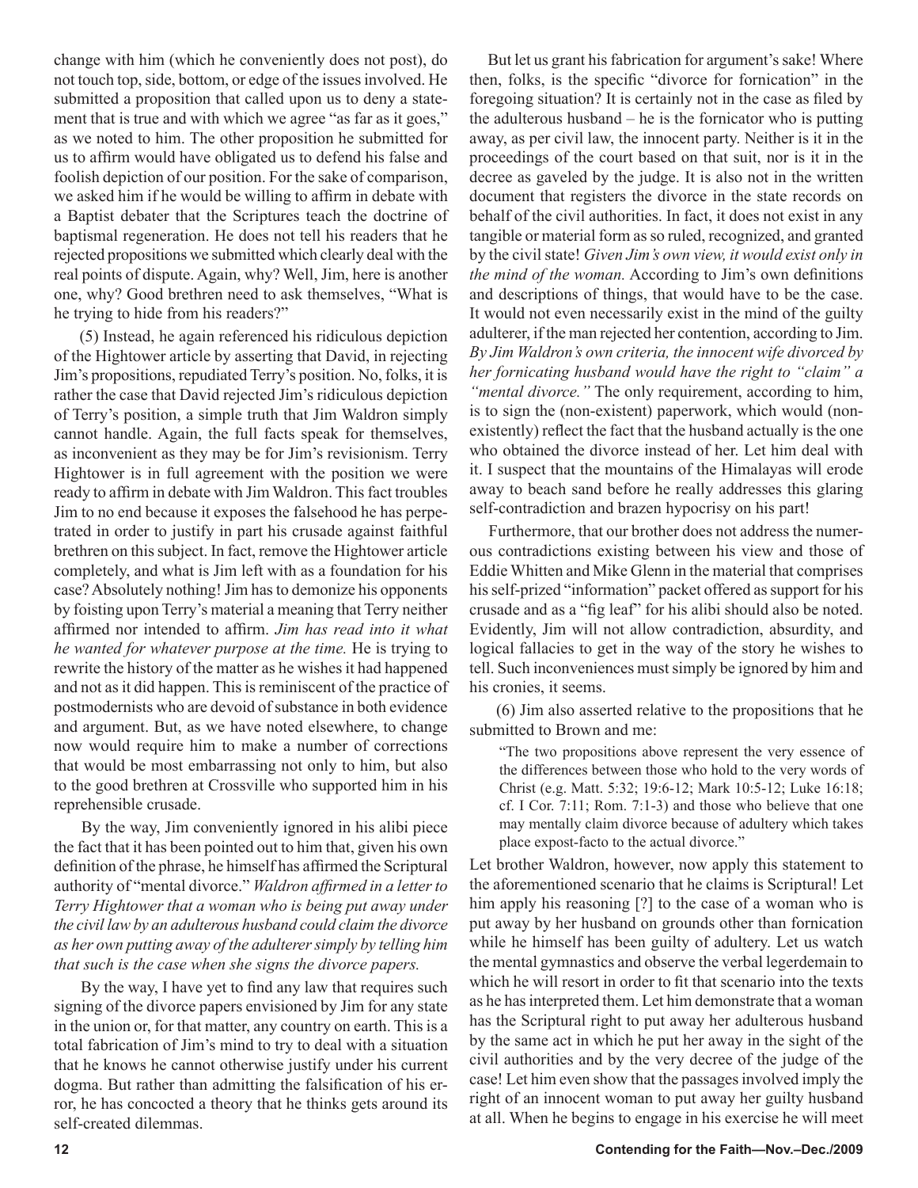change with him (which he conveniently does not post), do not touch top, side, bottom, or edge of the issues involved. He submitted a proposition that called upon us to deny a statement that is true and with which we agree "as far as it goes," as we noted to him. The other proposition he submitted for us to affirm would have obligated us to defend his false and foolish depiction of our position. For the sake of comparison, we asked him if he would be willing to affirm in debate with a Baptist debater that the Scriptures teach the doctrine of baptismal regeneration. He does not tell his readers that he rejected propositions we submitted which clearly deal with the real points of dispute. Again, why? Well, Jim, here is another one, why? Good brethren need to ask themselves, "What is he trying to hide from his readers?"

(5) Instead, he again referenced his ridiculous depiction of the Hightower article by asserting that David, in rejecting Jim's propositions, repudiated Terry's position. No, folks, it is rather the case that David rejected Jim's ridiculous depiction of Terry's position, a simple truth that Jim Waldron simply cannot handle. Again, the full facts speak for themselves, as inconvenient as they may be for Jim's revisionism. Terry Hightower is in full agreement with the position we were ready to affirm in debate with Jim Waldron. This fact troubles Jim to no end because it exposes the falsehood he has perpetrated in order to justify in part his crusade against faithful brethren on this subject. In fact, remove the Hightower article completely, and what is Jim left with as a foundation for his case? Absolutely nothing! Jim has to demonize his opponents by foisting upon Terry's material a meaning that Terry neither affirmed nor intended to affirm. *Jim has read into it what he wanted for whatever purpose at the time.* He is trying to rewrite the history of the matter as he wishes it had happened and not as it did happen. This is reminiscent of the practice of postmodernists who are devoid of substance in both evidence and argument. But, as we have noted elsewhere, to change now would require him to make a number of corrections that would be most embarrassing not only to him, but also to the good brethren at Crossville who supported him in his reprehensible crusade.

By the way, Jim conveniently ignored in his alibi piece the fact that it has been pointed out to him that, given his own definition of the phrase, he himself has affirmed the Scriptural authority of "mental divorce." *Waldron affirmed in a letter to Terry Hightower that a woman who is being put away under the civil law by an adulterous husband could claim the divorce as her own putting away of the adulterer simply by telling him that such is the case when she signs the divorce papers.*

By the way, I have yet to find any law that requires such signing of the divorce papers envisioned by Jim for any state in the union or, for that matter, any country on earth. This is a total fabrication of Jim's mind to try to deal with a situation that he knows he cannot otherwise justify under his current dogma. But rather than admitting the falsification of his error, he has concocted a theory that he thinks gets around its self-created dilemmas.

But let us grant his fabrication for argument's sake! Where then, folks, is the specific "divorce for fornication" in the foregoing situation? It is certainly not in the case as filed by the adulterous husband – he is the fornicator who is putting away, as per civil law, the innocent party. Neither is it in the proceedings of the court based on that suit, nor is it in the decree as gaveled by the judge. It is also not in the written document that registers the divorce in the state records on behalf of the civil authorities. In fact, it does not exist in any tangible or material form as so ruled, recognized, and granted by the civil state! *Given Jim's own view, it would exist only in the mind of the woman.* According to Jim's own definitions and descriptions of things, that would have to be the case. It would not even necessarily exist in the mind of the guilty adulterer, if the man rejected her contention, according to Jim. *By Jim Waldron's own criteria, the innocent wife divorced by her fornicating husband would have the right to "claim" a "mental divorce."* The only requirement, according to him, is to sign the (non-existent) paperwork, which would (non-existently) reflect the fact that the husband actually is the one who obtained the divorce instead of her. Let him deal with it. I suspect that the mountains of the Himalayas will erode away to beach sand before he really addresses this glaring self-contradiction and brazen hypocrisy on his part!

Furthermore, that our brother does not address the numerous contradictions existing between his view and those of Eddie Whitten and Mike Glenn in the material that comprises his self-prized "information" packet offered as support for his crusade and as a "fig leaf" for his alibi should also be noted. Evidently, Jim will not allow contradiction, absurdity, and logical fallacies to get in the way of the story he wishes to tell. Such inconveniences must simply be ignored by him and his cronies, it seems.

(6) Jim also asserted relative to the propositions that he submitted to Brown and me:

> "The two propositions above represent the very essence of the differences between those who hold to the very words of Christ (e.g. Matt. 5:32; 19:6-12; Mark 10:5-12; Luke 16:18; cf. I Cor. 7:11; Rom. 7:1-3) and those who believe that one may mentally claim divorce because of adultery which takes place expost-facto to the actual divorce."

Let brother Waldron, however, now apply this statement to the aforementioned scenario that he claims is Scriptural! Let him apply his reasoning [?] to the case of a woman who is put away by her husband on grounds other than fornication while he himself has been guilty of adultery. Let us watch the mental gymnastics and observe the verbal legerdemain to which he will resort in order to fit that scenario into the texts as he has interpreted them. Let him demonstrate that a woman has the Scriptural right to put away her adulterous husband by the same act in which he put her away in the sight of the civil authorities and by the very decree of the judge of the case! Let him even show that the passages involved imply the right of an innocent woman to put away her guilty husband at all. When he begins to engage in his exercise he will meet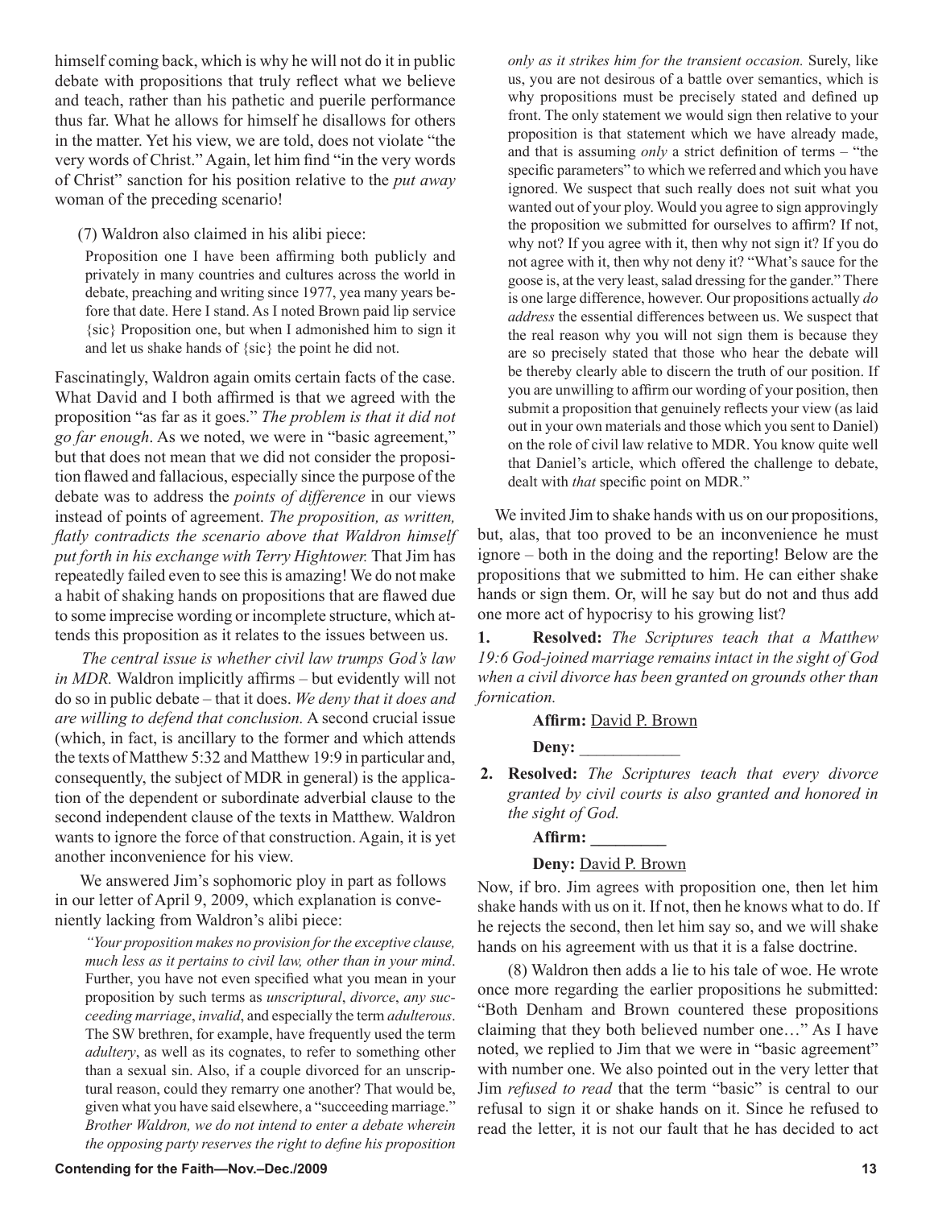himself coming back, which is why he will not do it in public debate with propositions that truly reflect what we believe and teach, rather than his pathetic and puerile performance thus far. What he allows for himself he disallows for others in the matter. Yet his view, we are told, does not violate "the very words of Christ." Again, let him find "in the very words of Christ" sanction for his position relative to the *put away* woman of the preceding scenario!

(7) Waldron also claimed in his alibi piece:

> Proposition one I have been affirming both publicly and privately in many countries and cultures across the world in debate, preaching and writing since 1977, yea many years before that date. Here I stand. As I noted Brown paid lip service {sic} Proposition one, but when I admonished him to sign it and let us shake hands of {sic} the point he did not.

Fascinatingly, Waldron again omits certain facts of the case. What David and I both affirmed is that we agreed with the proposition "as far as it goes." *The problem is that it did not go far enough*. As we noted, we were in "basic agreement," but that does not mean that we did not consider the proposition flawed and fallacious, especially since the purpose of the debate was to address the *points of difference* in our views instead of points of agreement. *The proposition, as written, flatly contradicts the scenario above that Waldron himself put forth in his exchange with Terry Hightower.* That Jim has repeatedly failed even to see this is amazing! We do not make a habit of shaking hands on propositions that are flawed due to some imprecise wording or incomplete structure, which attends this proposition as it relates to the issues between us.

*The central issue is whether civil law trumps God's law in MDR.* Waldron implicitly affirms – but evidently will not do so in public debate – that it does. *We deny that it does and are willing to defend that conclusion.* A second crucial issue (which, in fact, is ancillary to the former and which attends the texts of Matthew 5:32 and Matthew 19:9 in particular and, consequently, the subject of MDR in general) is the application of the dependent or subordinate adverbial clause to the second independent clause of the texts in Matthew. Waldron wants to ignore the force of that construction. Again, it is yet another inconvenience for his view.

We answered Jim's sophomoric ploy in part as follows in our letter of April 9, 2009, which explanation is conveniently lacking from Waldron's alibi piece:

> *"Your proposition makes no provision for the exceptive clause, much less as it pertains to civil law, other than in your mind*. Further, you have not even specified what you mean in your proposition by such terms as *unscriptural*, *divorce*, *any succeeding marriage*, *invalid*, and especially the term *adulterous*. The SW brethren, for example, have frequently used the term *adultery*, as well as its cognates, to refer to something other than a sexual sin. Also, if a couple divorced for an unscriptural reason, could they remarry one another? That would be, given what you have said elsewhere, a "succeeding marriage." *Brother Waldron, we do not intend to enter a debate wherein the opposing party reserves the right to define his proposition only as it strikes him for the transient occasion.* Surely, like us, you are not desirous of a battle over semantics, which is why propositions must be precisely stated and defined up front. The only statement we would sign then relative to your proposition is that statement which we have already made, and that is assuming *only* a strict definition of terms – "the specific parameters" to which we referred and which you have ignored. We suspect that such really does not suit what you wanted out of your ploy. Would you agree to sign approvingly the proposition we submitted for ourselves to affirm? If not, why not? If you agree with it, then why not sign it? If you do not agree with it, then why not deny it? "What's sauce for the goose is, at the very least, salad dressing for the gander." There is one large difference, however. Our propositions actually *do address* the essential differences between us. We suspect that the real reason why you will not sign them is because they are so precisely stated that those who hear the debate will be thereby clearly able to discern the truth of our position. If you are unwilling to affirm our wording of your position, then submit a proposition that genuinely reflects your view (as laid out in your own materials and those which you sent to Daniel) on the role of civil law relative to MDR. You know quite well that Daniel's article, which offered the challenge to debate, dealt with *that* specific point on MDR."

We invited Jim to shake hands with us on our propositions, but, alas, that too proved to be an inconvenience he must ignore – both in the doing and the reporting! Below are the propositions that we submitted to him. He can either shake hands or sign them. Or, will he say but do not and thus add one more act of hypocrisy to his growing list?

**1. Resolved:** *The Scriptures teach that a Matthew 19:6 God-joined marriage remains intact in the sight of God when a civil divorce has been granted on grounds other than fornication.*

**Affirm:** David P. Brown

**Deny:** ____________

**2. Resolved:** *The Scriptures teach that every divorce granted by civil courts is also granted and honored in the sight of God.*

**Affirm:** _________

**Deny:** David P. Brown

Now, if bro. Jim agrees with proposition one, then let him shake hands with us on it. If not, then he knows what to do. If he rejects the second, then let him say so, and we will shake hands on his agreement with us that it is a false doctrine.

(8) Waldron then adds a lie to his tale of woe. He wrote once more regarding the earlier propositions he submitted: "Both Denham and Brown countered these propositions claiming that they both believed number one…" As I have noted, we replied to Jim that we were in "basic agreement" with number one. We also pointed out in the very letter that Jim *refused to read* that the term "basic" is central to our refusal to sign it or shake hands on it. Since he refused to read the letter, it is not our fault that he has decided to act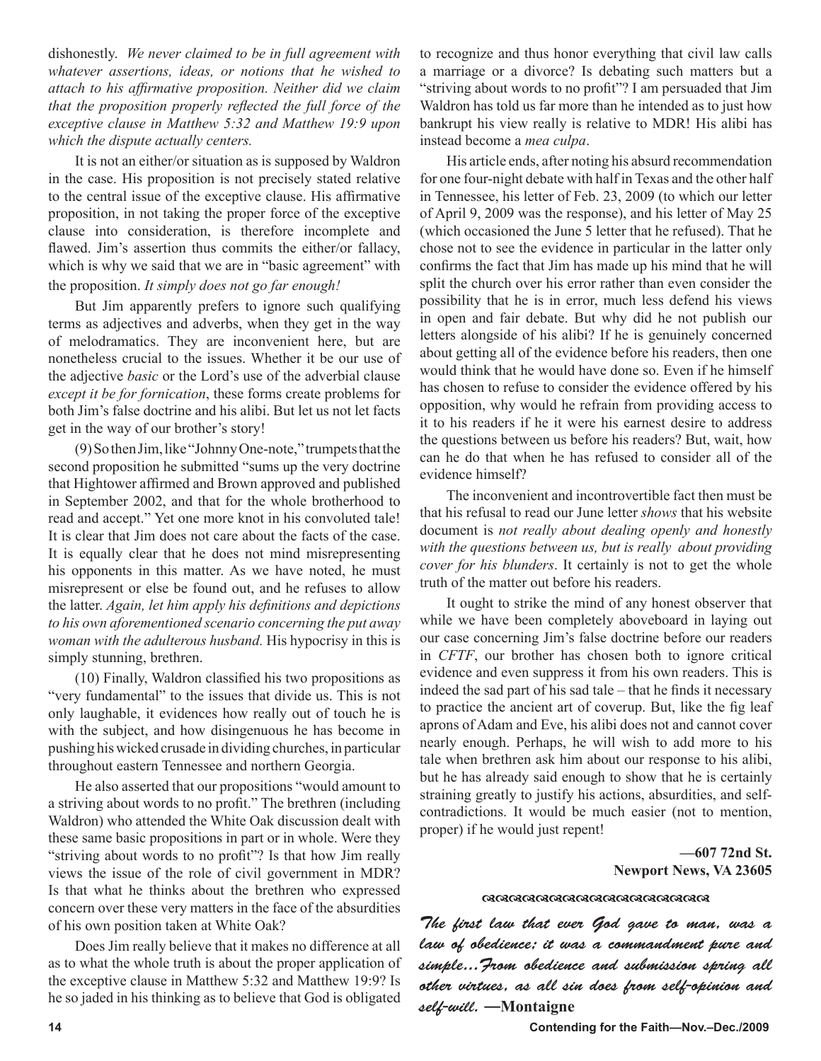dishonestly. *We never claimed to be in full agreement with whatever assertions, ideas, or notions that he wished to attach to his affirmative proposition. Neither did we claim that the proposition properly reflected the full force of the exceptive clause in Matthew 5:32 and Matthew 19:9 upon which the dispute actually centers.*

It is not an either/or situation as is supposed by Waldron in the case. His proposition is not precisely stated relative to the central issue of the exceptive clause. His affirmative proposition, in not taking the proper force of the exceptive clause into consideration, is therefore incomplete and flawed. Jim's assertion thus commits the either/or fallacy, which is why we said that we are in "basic agreement" with the proposition. *It simply does not go far enough!*

But Jim apparently prefers to ignore such qualifying terms as adjectives and adverbs, when they get in the way of melodramatics. They are inconvenient here, but are nonetheless crucial to the issues. Whether it be our use of the adjective *basic* or the Lord's use of the adverbial clause *except it be for fornication*, these forms create problems for both Jim's false doctrine and his alibi. But let us not let facts get in the way of our brother's story!

(9) So then Jim, like "Johnny One-note," trumpets that the second proposition he submitted "sums up the very doctrine that Hightower affirmed and Brown approved and published in September 2002, and that for the whole brotherhood to read and accept." Yet one more knot in his convoluted tale! It is clear that Jim does not care about the facts of the case. It is equally clear that he does not mind misrepresenting his opponents in this matter. As we have noted, he must misrepresent or else be found out, and he refuses to allow the latter. *Again, let him apply his definitions and depictions to his own aforementioned scenario concerning the put away woman with the adulterous husband.* His hypocrisy in this is simply stunning, brethren.

(10) Finally, Waldron classified his two propositions as "very fundamental" to the issues that divide us. This is not only laughable, it evidences how really out of touch he is with the subject, and how disingenuous he has become in pushing his wicked crusade in dividing churches, in particular throughout eastern Tennessee and northern Georgia.

He also asserted that our propositions "would amount to a striving about words to no profit." The brethren (including Waldron) who attended the White Oak discussion dealt with these same basic propositions in part or in whole. Were they "striving about words to no profit"? Is that how Jim really views the issue of the role of civil government in MDR? Is that what he thinks about the brethren who expressed concern over these very matters in the face of the absurdities of his own position taken at White Oak?

Does Jim really believe that it makes no difference at all as to what the whole truth is about the proper application of the exceptive clause in Matthew 5:32 and Matthew 19:9? Is he so jaded in his thinking as to believe that God is obligated to recognize and thus honor everything that civil law calls a marriage or a divorce? Is debating such matters but a "striving about words to no profit"? I am persuaded that Jim Waldron has told us far more than he intended as to just how bankrupt his view really is relative to MDR! His alibi has instead become a *mea culpa*.

His article ends, after noting his absurd recommendation for one four-night debate with half in Texas and the other half in Tennessee, his letter of Feb. 23, 2009 (to which our letter of April 9, 2009 was the response), and his letter of May 25 (which occasioned the June 5 letter that he refused). That he chose not to see the evidence in particular in the latter only confirms the fact that Jim has made up his mind that he will split the church over his error rather than even consider the possibility that he is in error, much less defend his views in open and fair debate. But why did he not publish our letters alongside of his alibi? If he is genuinely concerned about getting all of the evidence before his readers, then one would think that he would have done so. Even if he himself has chosen to refuse to consider the evidence offered by his opposition, why would he refrain from providing access to it to his readers if he it were his earnest desire to address the questions between us before his readers? But, wait, how can he do that when he has refused to consider all of the evidence himself?

The inconvenient and incontrovertible fact then must be that his refusal to read our June letter *shows* that his website document is *not really about dealing openly and honestly with the questions between us, but is really about providing cover for his blunders*. It certainly is not to get the whole truth of the matter out before his readers.

It ought to strike the mind of any honest observer that while we have been completely aboveboard in laying out our case concerning Jim's false doctrine before our readers in *CFTF*, our brother has chosen both to ignore critical evidence and even suppress it from his own readers. This is indeed the sad part of his sad tale – that he finds it necessary to practice the ancient art of coverup. But, like the fig leaf aprons of Adam and Eve, his alibi does not and cannot cover nearly enough. Perhaps, he will wish to add more to his tale when brethren ask him about our response to his alibi, but he has already said enough to show that he is certainly straining greatly to justify his actions, absurdities, and self-contradictions. It would be much easier (not to mention, proper) if he would just repent!

**—607 72nd St.**
**Newport News, VA 23605**

---

*The first law that ever God gave to man, was a law of obedience; it was a commandment pure and simple…From obedience and submission spring all other virtues, as all sin does from self-opinion and self-will.* **—Montaigne**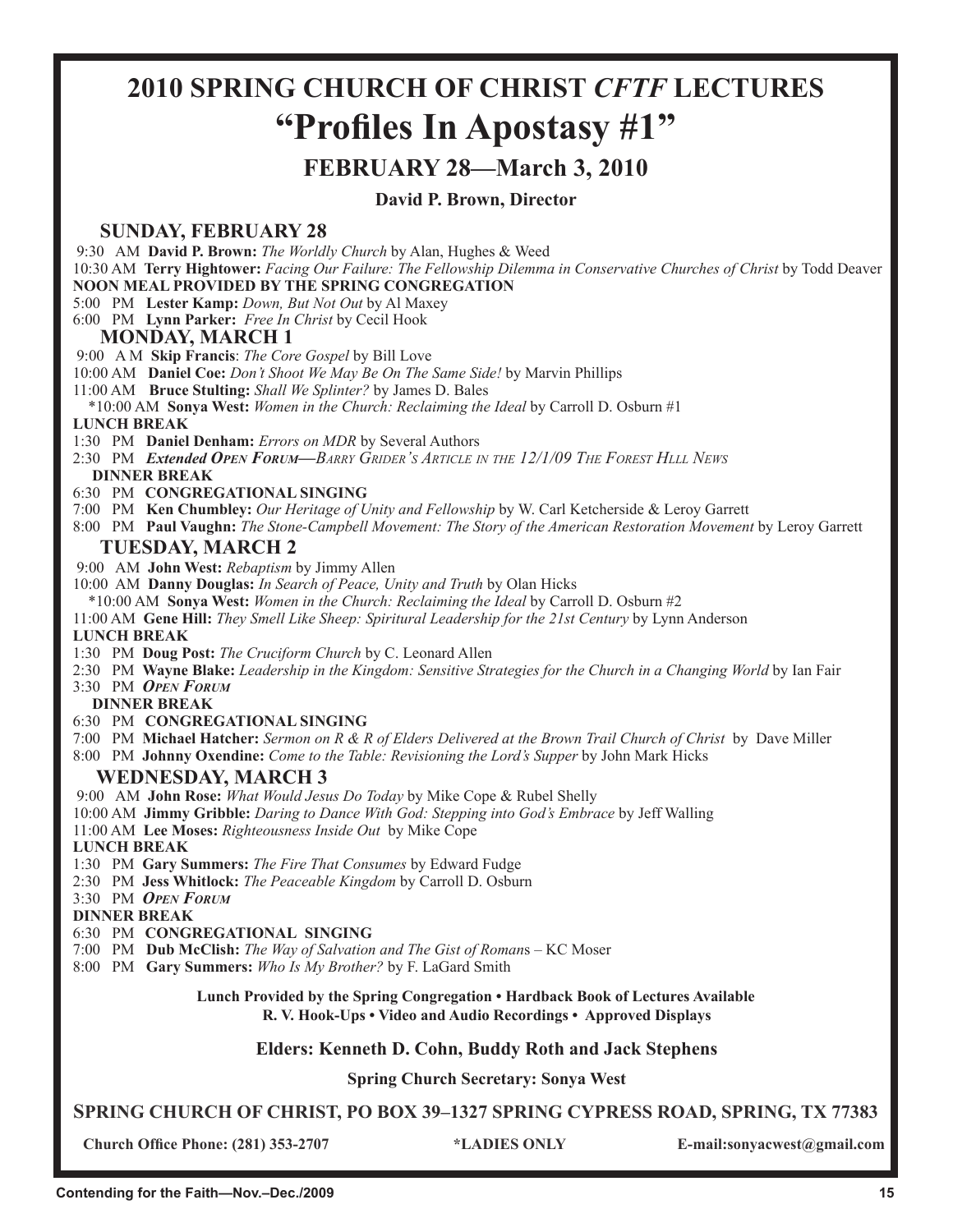# 2010 SPRING CHURCH OF CHRIST *CFTF* LECTURES

# "Profiles In Apostasy #1"

## FEBRUARY 28—March 3, 2010

**David P. Brown, Director**

### SUNDAY, FEBRUARY 28

9:30 AM **David P. Brown:** *The Worldly Church* by Alan, Hughes & Weed
10:30 AM **Terry Hightower:** *Facing Our Failure: The Fellowship Dilemma in Conservative Churches of Christ* by Todd Deaver
**NOON MEAL PROVIDED BY THE SPRING CONGREGATION**
5:00 PM **Lester Kamp:** *Down, But Not Out* by Al Maxey
6:00 PM **Lynn Parker:** *Free In Christ* by Cecil Hook

### MONDAY, MARCH 1

9:00 A M **Skip Francis**: *The Core Gospel* by Bill Love
10:00 AM **Daniel Coe:** *Don't Shoot We May Be On The Same Side!* by Marvin Phillips
11:00 AM **Bruce Stulting:** *Shall We Splinter?* by James D. Bales
*10:00 AM **Sonya West:** *Women in the Church: Reclaiming the Ideal* by Carroll D. Osburn #1
**LUNCH BREAK**
1:30 PM **Daniel Denham:** *Errors on MDR* by Several Authors
2:30 PM ***Extended Open Forum—Barry Grider's Article in the 12/1/09 The Forest Hlll News***
**DINNER BREAK**
6:30 PM **CONGREGATIONAL SINGING**
7:00 PM **Ken Chumbley:** *Our Heritage of Unity and Fellowship* by W. Carl Ketcherside & Leroy Garrett
8:00 PM **Paul Vaughn:** *The Stone-Campbell Movement: The Story of the American Restoration Movement* by Leroy Garrett

### TUESDAY, MARCH 2

9:00 AM **John West:** *Rebaptism* by Jimmy Allen
10:00 AM **Danny Douglas:** *In Search of Peace, Unity and Truth* by Olan Hicks
*10:00 AM **Sonya West:** *Women in the Church: Reclaiming the Ideal* by Carroll D. Osburn #2
11:00 AM **Gene Hill:** *They Smell Like Sheep: Spiritual Leadership for the 21st Century* by Lynn Anderson
**LUNCH BREAK**
1:30 PM **Doug Post:** *The Cruciform Church* by C. Leonard Allen
2:30 PM **Wayne Blake:** *Leadership in the Kingdom: Sensitive Strategies for the Church in a Changing World* by Ian Fair
3:30 PM ***Open Forum***
**DINNER BREAK**
6:30 PM **CONGREGATIONAL SINGING**
7:00 PM **Michael Hatcher:** *Sermon on R & R of Elders Delivered at the Brown Trail Church of Christ* by Dave Miller
8:00 PM **Johnny Oxendine:** *Come to the Table: Revisioning the Lord's Supper* by John Mark Hicks

### WEDNESDAY, MARCH 3

9:00 AM **John Rose:** *What Would Jesus Do Today* by Mike Cope & Rubel Shelly
10:00 AM **Jimmy Gribble:** *Daring to Dance With God: Stepping into God's Embrace* by Jeff Walling
11:00 AM **Lee Moses:** *Righteousness Inside Out* by Mike Cope
**LUNCH BREAK**
1:30 PM **Gary Summers:** *The Fire That Consumes* by Edward Fudge
2:30 PM **Jess Whitlock:** *The Peaceable Kingdom* by Carroll D. Osburn
3:30 PM ***Open Forum***
**DINNER BREAK**
6:30 PM **CONGREGATIONAL SINGING**
7:00 PM **Dub McClish:** *The Way of Salvation and The Gist of Romans* – KC Moser
8:00 PM **Gary Summers:** *Who Is My Brother?* by F. LaGard Smith

**Lunch Provided by the Spring Congregation • Hardback Book of Lectures Available**
**R. V. Hook-Ups • Video and Audio Recordings • Approved Displays**

**Elders: Kenneth D. Cohn, Buddy Roth and Jack Stephens**

**Spring Church Secretary: Sonya West**

**SPRING CHURCH OF CHRIST, PO BOX 39–1327 SPRING CYPRESS ROAD, SPRING, TX 77383**

**Church Office Phone: (281) 353-2707** **\*LADIES ONLY** **E-mail:sonyacwest@gmail.com**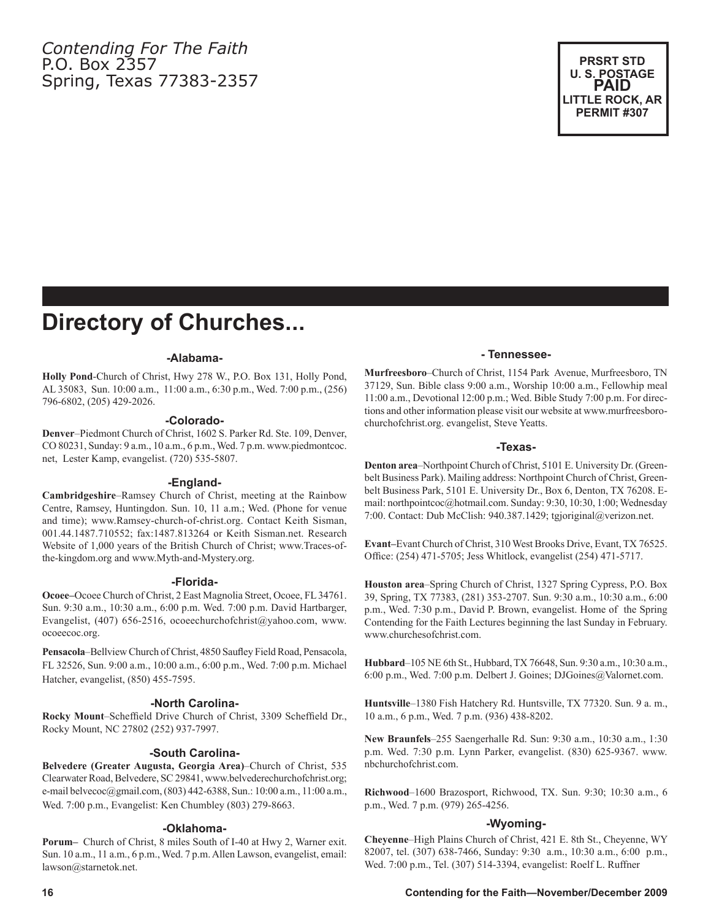*Contending For The Faith*
P.O. Box 2357
Spring, Texas 77383-2357

PRSRT STD
U. S. POSTAGE
**PAID**
LITTLE ROCK, AR
PERMIT #307

# Directory of Churches...

### -Alabama-

**Holly Pond**-Church of Christ, Hwy 278 W., P.O. Box 131, Holly Pond, AL 35083, Sun. 10:00 a.m., 11:00 a.m., 6:30 p.m., Wed. 7:00 p.m., (256) 796-6802, (205) 429-2026.

### -Colorado-

**Denver**–Piedmont Church of Christ, 1602 S. Parker Rd. Ste. 109, Denver, CO 80231, Sunday: 9 a.m., 10 a.m., 6 p.m., Wed. 7 p.m. www.piedmontcoc.net, Lester Kamp, evangelist. (720) 535-5807.

### -England-

**Cambridgeshire**–Ramsey Church of Christ, meeting at the Rainbow Centre, Ramsey, Huntingdon. Sun. 10, 11 a.m.; Wed. (Phone for venue and time); www.Ramsey-church-of-christ.org. Contact Keith Sisman, 001.44.1487.710552; fax:1487.813264 or Keith Sisman.net. Research Website of 1,000 years of the British Church of Christ; www.Traces-of-the-kingdom.org and www.Myth-and-Mystery.org.

### -Florida-

**Ocoee–**Ocoee Church of Christ, 2 East Magnolia Street, Ocoee, FL 34761. Sun. 9:30 a.m., 10:30 a.m., 6:00 p.m. Wed. 7:00 p.m. David Hartbarger, Evangelist, (407) 656-2516, ocoeechurchofchrist@yahoo.com, www.ocoeecoc.org.

**Pensacola**–Bellview Church of Christ, 4850 Saufley Field Road, Pensacola, FL 32526, Sun. 9:00 a.m., 10:00 a.m., 6:00 p.m., Wed. 7:00 p.m. Michael Hatcher, evangelist, (850) 455-7595.

### -North Carolina-

**Rocky Mount**–Scheffield Drive Church of Christ, 3309 Scheffield Dr., Rocky Mount, NC 27802 (252) 937-7997.

### -South Carolina-

**Belvedere (Greater Augusta, Georgia Area)**–Church of Christ, 535 Clearwater Road, Belvedere, SC 29841, www.belvederechurchofchrist.org; e-mail belvecoc@gmail.com, (803) 442-6388, Sun.: 10:00 a.m., 11:00 a.m., Wed. 7:00 p.m., Evangelist: Ken Chumbley (803) 279-8663.

### -Oklahoma-

**Porum–** Church of Christ, 8 miles South of I-40 at Hwy 2, Warner exit. Sun. 10 a.m., 11 a.m., 6 p.m., Wed. 7 p.m. Allen Lawson, evangelist, email: lawson@starnetok.net.

### - Tennessee-

**Murfreesboro**–Church of Christ, 1154 Park Avenue, Murfreesboro, TN 37129, Sun. Bible class 9:00 a.m., Worship 10:00 a.m., Fellowhip meal 11:00 a.m., Devotional 12:00 p.m.; Wed. Bible Study 7:00 p.m. For directions and other information please visit our website at www.murfreesborochurchofchrist.org. evangelist, Steve Yeatts.

### -Texas-

**Denton area**–Northpoint Church of Christ, 5101 E. University Dr. (Greenbelt Business Park). Mailing address: Northpoint Church of Christ, Greenbelt Business Park, 5101 E. University Dr., Box 6, Denton, TX 76208. E-mail: northpointcoc@hotmail.com. Sunday: 9:30, 10:30, 1:00; Wednesday 7:00. Contact: Dub McClish: 940.387.1429; tgjoriginal@verizon.net.

**Evant–**Evant Church of Christ, 310 West Brooks Drive, Evant, TX 76525. Office: (254) 471-5705; Jess Whitlock, evangelist (254) 471-5717.

**Houston area**–Spring Church of Christ, 1327 Spring Cypress, P.O. Box 39, Spring, TX 77383, (281) 353-2707. Sun. 9:30 a.m., 10:30 a.m., 6:00 p.m., Wed. 7:30 p.m., David P. Brown, evangelist. Home of the Spring Contending for the Faith Lectures beginning the last Sunday in February. www.churchesofchrist.com.

**Hubbard**–105 NE 6th St., Hubbard, TX 76648, Sun. 9:30 a.m., 10:30 a.m., 6:00 p.m., Wed. 7:00 p.m. Delbert J. Goines; DJGoines@Valornet.com.

**Huntsville**–1380 Fish Hatchery Rd. Huntsville, TX 77320. Sun. 9 a. m., 10 a.m., 6 p.m., Wed. 7 p.m. (936) 438-8202.

**New Braunfels**–255 Saengerhalle Rd. Sun: 9:30 a.m., 10:30 a.m., 1:30 p.m. Wed. 7:30 p.m. Lynn Parker, evangelist. (830) 625-9367. www.nbchurchofchrist.com.

**Richwood**–1600 Brazosport, Richwood, TX. Sun. 9:30; 10:30 a.m., 6 p.m., Wed. 7 p.m. (979) 265-4256.

### -Wyoming-

**Cheyenne**–High Plains Church of Christ, 421 E. 8th St., Cheyenne, WY 82007, tel. (307) 638-7466, Sunday: 9:30 a.m., 10:30 a.m., 6:00 p.m., Wed. 7:00 p.m., Tel. (307) 514-3394, evangelist: Roelf L. Ruffner